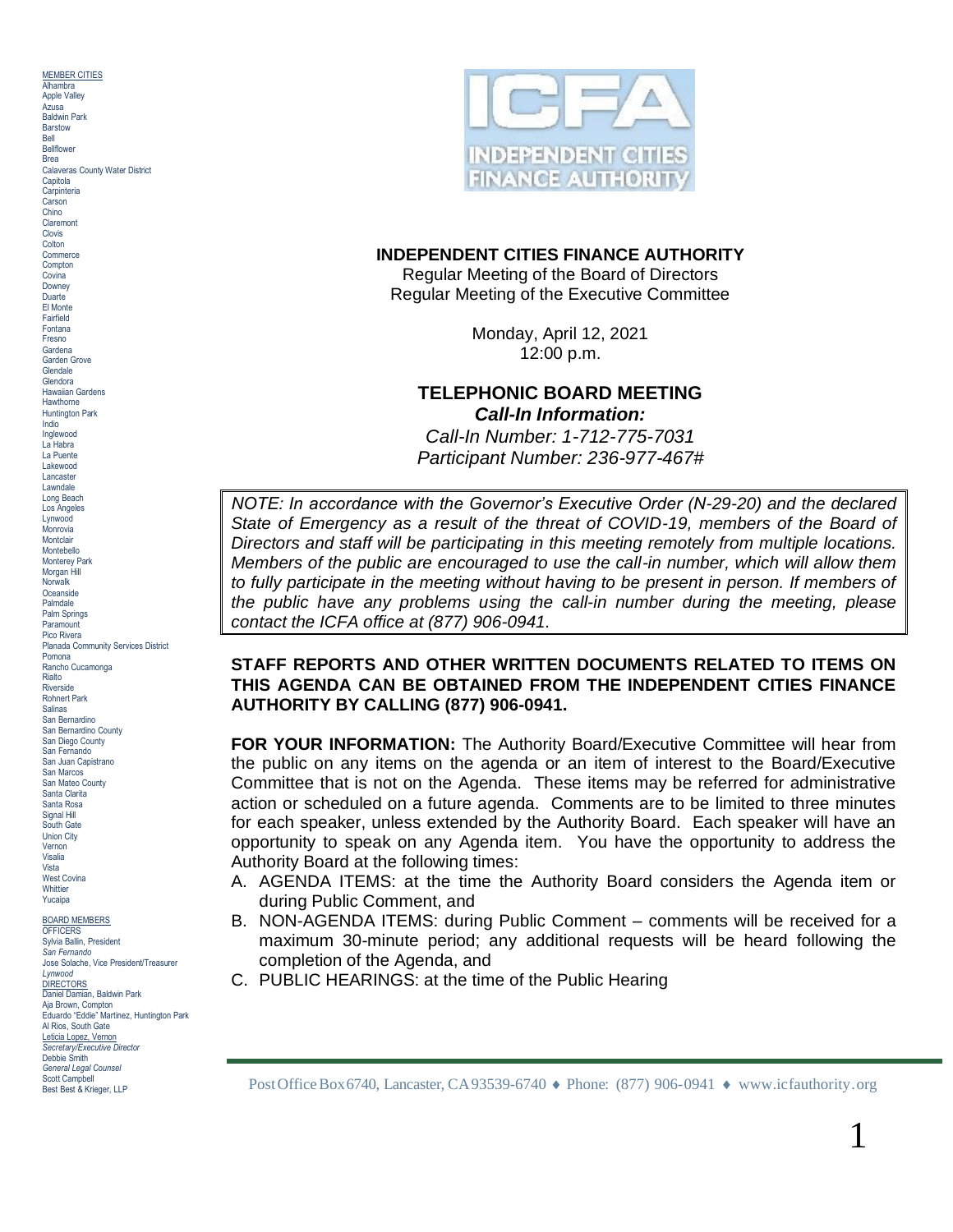MEMBER CITIES
Alhambra
Apple Valley
Azusa
Baldwin Park
Barstow
Bell
Bellflower
Brea
Calaveras County Water District
Capitola
Carpinteria
Carson
Chino
Claremont
Clovis
Colton
Commerce
Compton
Covina
Downey
Duarte
El Monte
Fairfield
Fontana
Fresno
Gardena
Garden Grove
Glendale
Glendora
Hawaiian Gardens
Hawthorne
Huntington Park
Indio
Inglewood
La Habra
La Puente
Lakewood
Lancaster
Lawndale
Long Beach
Los Angeles
Lynwood
Monrovia
Montclair
Montebello
Monterey Park
Morgan Hill
Norwalk
Oceanside
Palmdale
Palm Springs
Paramount
Pico Rivera
Planada Community Services District
Pomona
Rancho Cucamonga
Rialto
Riverside
Rohnert Park
Salinas
San Bernardino
San Bernardino County
San Diego County
San Fernando
San Juan Capistrano
San Marcos
San Mateo County
Santa Clarita
Santa Rosa
Signal Hill
South Gate
Union City
Vernon
Visalia
Vista
West Covina
Whittier
Yucaipa

BOARD MEMBERS
OFFICERS
Sylvia Ballin, President
*San Fernando*
Jose Solache, Vice President/Treasurer
*Lynwood*
DIRECTORS
Daniel Damian, Baldwin Park
Aja Brown, Compton
Eduardo "Eddie" Martinez, Huntington Park
Al Rios, South Gate
Leticia Lopez, Vernon
*Secretary/Executive Director*
Debbie Smith
*General Legal Counsel*
Scott Campbell
Best Best & Krieger, LLP

ICFA INDEPENDENT CITIES FINANCE AUTHORITY

# INDEPENDENT CITIES FINANCE AUTHORITY

Regular Meeting of the Board of Directors
Regular Meeting of the Executive Committee

Monday, April 12, 2021
12:00 p.m.

## TELEPHONIC BOARD MEETING

***Call-In Information:***

*Call-In Number: 1-712-775-7031*
*Participant Number: 236-977-467#*

*NOTE: In accordance with the Governor's Executive Order (N-29-20) and the declared State of Emergency as a result of the threat of COVID-19, members of the Board of Directors and staff will be participating in this meeting remotely from multiple locations. Members of the public are encouraged to use the call-in number, which will allow them to fully participate in the meeting without having to be present in person. If members of the public have any problems using the call-in number during the meeting, please contact the ICFA office at (877) 906-0941.*

**STAFF REPORTS AND OTHER WRITTEN DOCUMENTS RELATED TO ITEMS ON THIS AGENDA CAN BE OBTAINED FROM THE INDEPENDENT CITIES FINANCE AUTHORITY BY CALLING (877) 906-0941.**

**FOR YOUR INFORMATION:** The Authority Board/Executive Committee will hear from the public on any items on the agenda or an item of interest to the Board/Executive Committee that is not on the Agenda. These items may be referred for administrative action or scheduled on a future agenda. Comments are to be limited to three minutes for each speaker, unless extended by the Authority Board. Each speaker will have an opportunity to speak on any Agenda item. You have the opportunity to address the Authority Board at the following times:

A. AGENDA ITEMS: at the time the Authority Board considers the Agenda item or during Public Comment, and
B. NON-AGENDA ITEMS: during Public Comment – comments will be received for a maximum 30-minute period; any additional requests will be heard following the completion of the Agenda, and
C. PUBLIC HEARINGS: at the time of the Public Hearing

Post Office Box 6740, Lancaster, CA 93539-6740 ♦ Phone: (877) 906-0941 ♦ www.icfauthority.org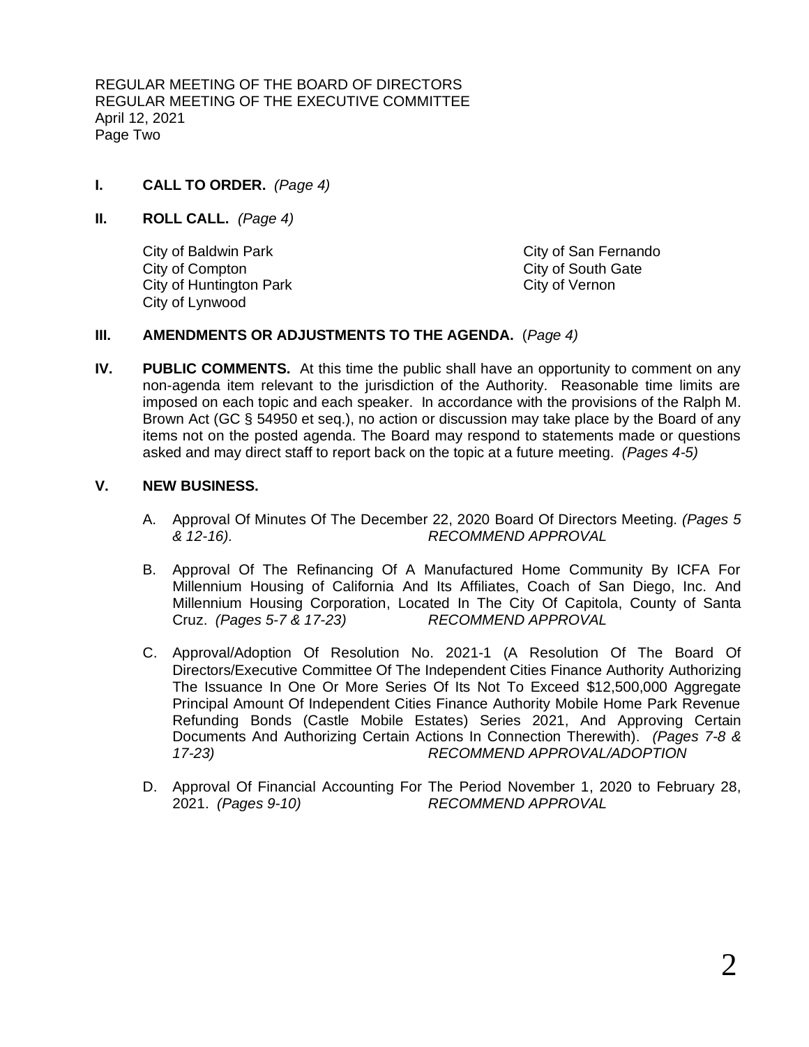REGULAR MEETING OF THE BOARD OF DIRECTORS
REGULAR MEETING OF THE EXECUTIVE COMMITTEE
April 12, 2021
Page Two

**I. CALL TO ORDER.** *(Page 4)*

**II. ROLL CALL.** *(Page 4)*

City of Baldwin Park
City of Compton
City of Huntington Park
City of Lynwood
City of San Fernando
City of South Gate
City of Vernon

**III. AMENDMENTS OR ADJUSTMENTS TO THE AGENDA.** (*Page 4)*

**IV. PUBLIC COMMENTS.** At this time the public shall have an opportunity to comment on any non-agenda item relevant to the jurisdiction of the Authority. Reasonable time limits are imposed on each topic and each speaker. In accordance with the provisions of the Ralph M. Brown Act (GC § 54950 et seq.), no action or discussion may take place by the Board of any items not on the posted agenda. The Board may respond to statements made or questions asked and may direct staff to report back on the topic at a future meeting. *(Pages 4-5)*

**V. NEW BUSINESS.**

A. Approval Of Minutes Of The December 22, 2020 Board Of Directors Meeting. *(Pages 5 & 12-16).* *RECOMMEND APPROVAL*

B. Approval Of The Refinancing Of A Manufactured Home Community By ICFA For Millennium Housing of California And Its Affiliates, Coach of San Diego, Inc. And Millennium Housing Corporation, Located In The City Of Capitola, County of Santa Cruz. *(Pages 5-7 & 17-23)* *RECOMMEND APPROVAL*

C. Approval/Adoption Of Resolution No. 2021-1 (A Resolution Of The Board Of Directors/Executive Committee Of The Independent Cities Finance Authority Authorizing The Issuance In One Or More Series Of Its Not To Exceed $12,500,000 Aggregate Principal Amount Of Independent Cities Finance Authority Mobile Home Park Revenue Refunding Bonds (Castle Mobile Estates) Series 2021, And Approving Certain Documents And Authorizing Certain Actions In Connection Therewith). *(Pages 7-8 & 17-23)* *RECOMMEND APPROVAL/ADOPTION*

D. Approval Of Financial Accounting For The Period November 1, 2020 to February 28, 2021. *(Pages 9-10)* *RECOMMEND APPROVAL*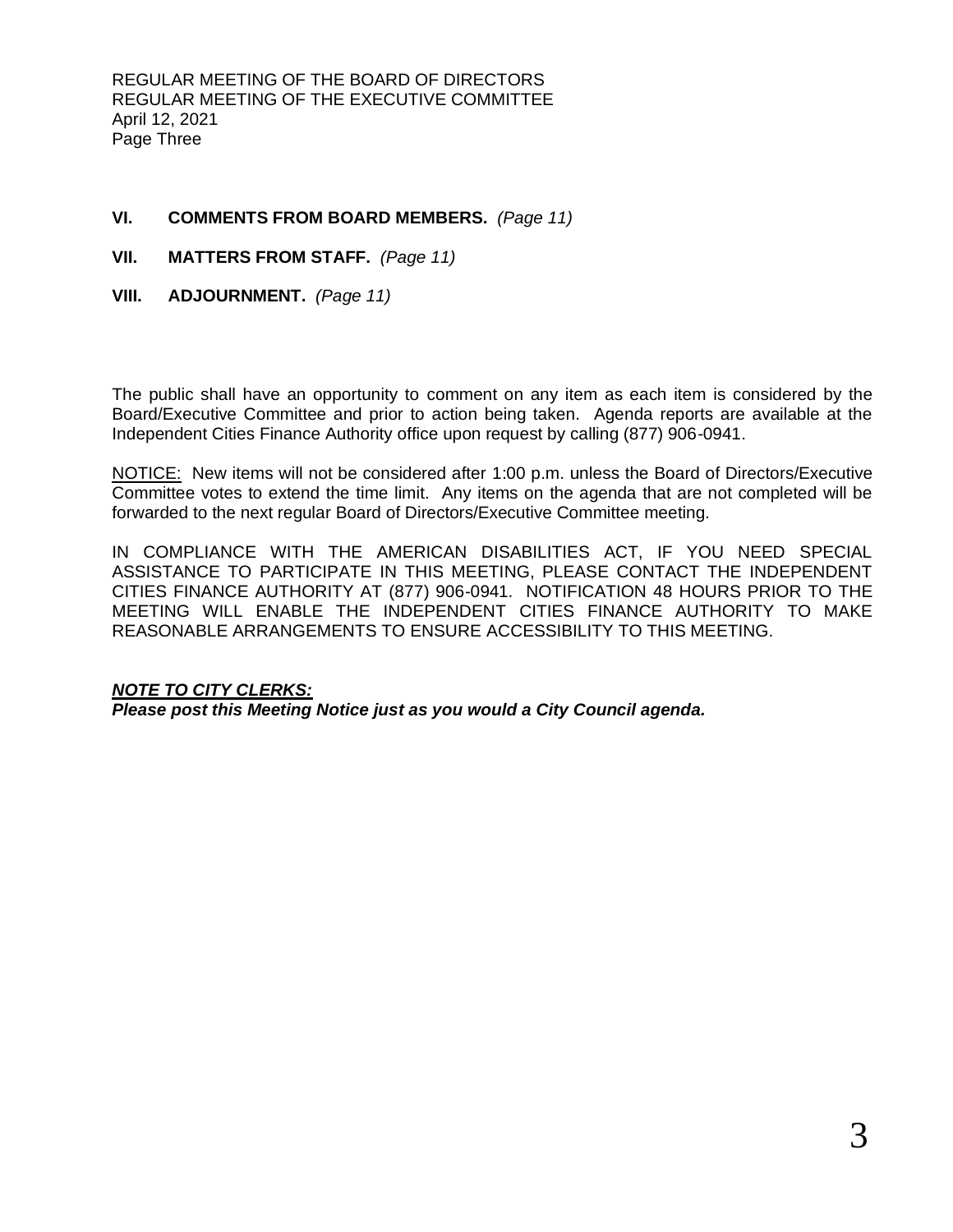**VI. COMMENTS FROM BOARD MEMBERS.** *(Page 11)*

**VII. MATTERS FROM STAFF.** *(Page 11)*

**VIII. ADJOURNMENT.** *(Page 11)*

The public shall have an opportunity to comment on any item as each item is considered by the Board/Executive Committee and prior to action being taken. Agenda reports are available at the Independent Cities Finance Authority office upon request by calling (877) 906-0941.

NOTICE: New items will not be considered after 1:00 p.m. unless the Board of Directors/Executive Committee votes to extend the time limit. Any items on the agenda that are not completed will be forwarded to the next regular Board of Directors/Executive Committee meeting.

IN COMPLIANCE WITH THE AMERICAN DISABILITIES ACT, IF YOU NEED SPECIAL ASSISTANCE TO PARTICIPATE IN THIS MEETING, PLEASE CONTACT THE INDEPENDENT CITIES FINANCE AUTHORITY AT (877) 906-0941. NOTIFICATION 48 HOURS PRIOR TO THE MEETING WILL ENABLE THE INDEPENDENT CITIES FINANCE AUTHORITY TO MAKE REASONABLE ARRANGEMENTS TO ENSURE ACCESSIBILITY TO THIS MEETING.

***NOTE TO CITY CLERKS:***
***Please post this Meeting Notice just as you would a City Council agenda.***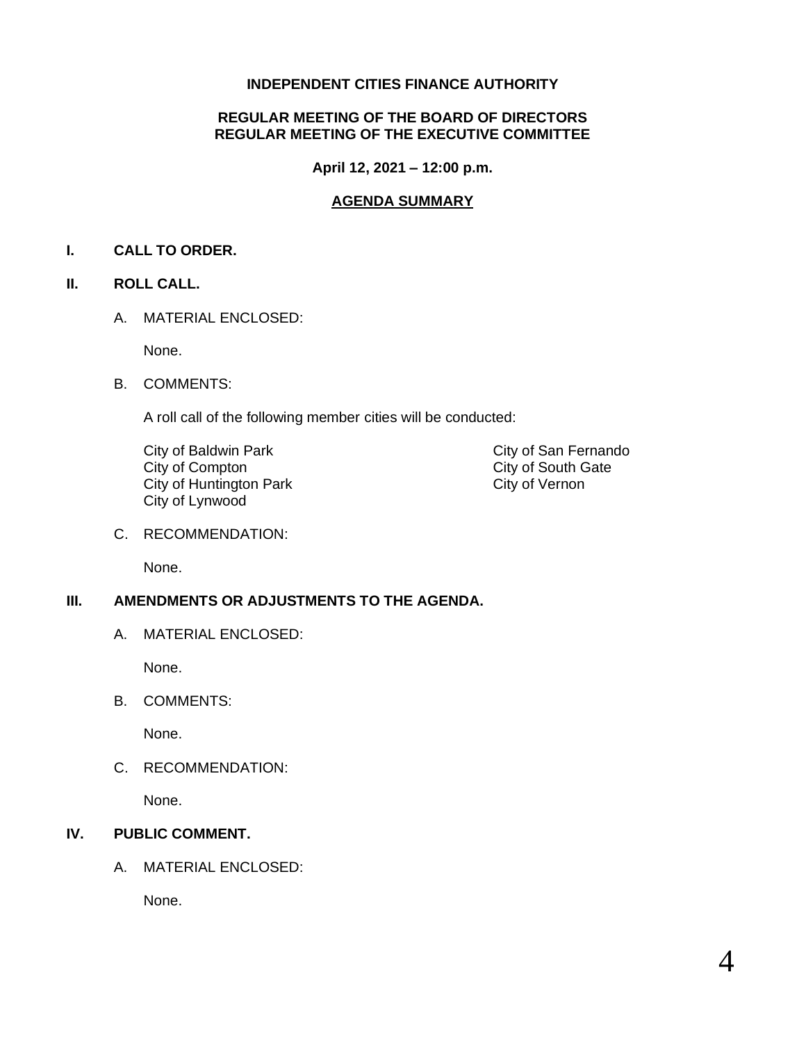**INDEPENDENT CITIES FINANCE AUTHORITY**

**REGULAR MEETING OF THE BOARD OF DIRECTORS**
**REGULAR MEETING OF THE EXECUTIVE COMMITTEE**

**April 12, 2021 – 12:00 p.m.**

**AGENDA SUMMARY**

## I. CALL TO ORDER.

## II. ROLL CALL.

A. MATERIAL ENCLOSED:

None.

B. COMMENTS:

A roll call of the following member cities will be conducted:

City of Baldwin Park
City of Compton
City of Huntington Park
City of Lynwood
City of San Fernando
City of South Gate
City of Vernon

C. RECOMMENDATION:

None.

## III. AMENDMENTS OR ADJUSTMENTS TO THE AGENDA.

A. MATERIAL ENCLOSED:

None.

B. COMMENTS:

None.

C. RECOMMENDATION:

None.

## IV. PUBLIC COMMENT.

A. MATERIAL ENCLOSED:

None.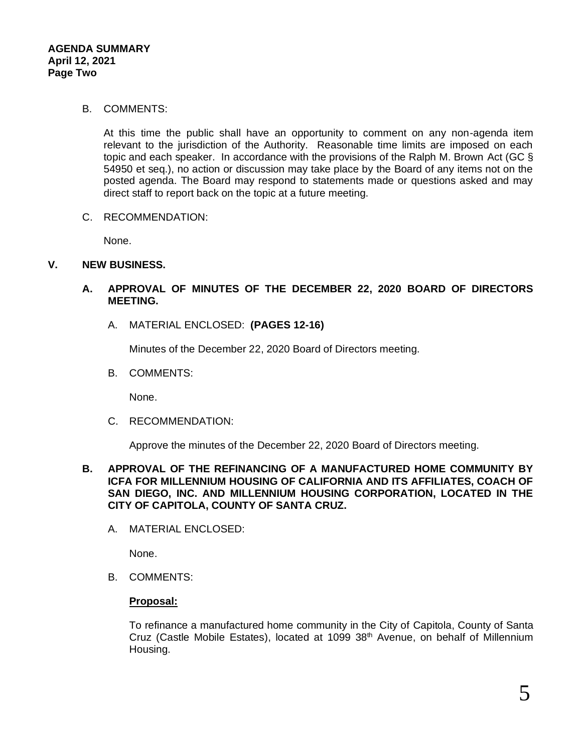B. COMMENTS:

At this time the public shall have an opportunity to comment on any non-agenda item relevant to the jurisdiction of the Authority. Reasonable time limits are imposed on each topic and each speaker. In accordance with the provisions of the Ralph M. Brown Act (GC § 54950 et seq.), no action or discussion may take place by the Board of any items not on the posted agenda. The Board may respond to statements made or questions asked and may direct staff to report back on the topic at a future meeting.

C. RECOMMENDATION:

None.

## V. NEW BUSINESS.

### A. APPROVAL OF MINUTES OF THE DECEMBER 22, 2020 BOARD OF DIRECTORS MEETING.

A. MATERIAL ENCLOSED: **(PAGES 12-16)**

Minutes of the December 22, 2020 Board of Directors meeting.

B. COMMENTS:

None.

C. RECOMMENDATION:

Approve the minutes of the December 22, 2020 Board of Directors meeting.

### B. APPROVAL OF THE REFINANCING OF A MANUFACTURED HOME COMMUNITY BY ICFA FOR MILLENNIUM HOUSING OF CALIFORNIA AND ITS AFFILIATES, COACH OF SAN DIEGO, INC. AND MILLENNIUM HOUSING CORPORATION, LOCATED IN THE CITY OF CAPITOLA, COUNTY OF SANTA CRUZ.

A. MATERIAL ENCLOSED:

None.

B. COMMENTS:

**Proposal:**

To refinance a manufactured home community in the City of Capitola, County of Santa Cruz (Castle Mobile Estates), located at 1099 38th Avenue, on behalf of Millennium Housing.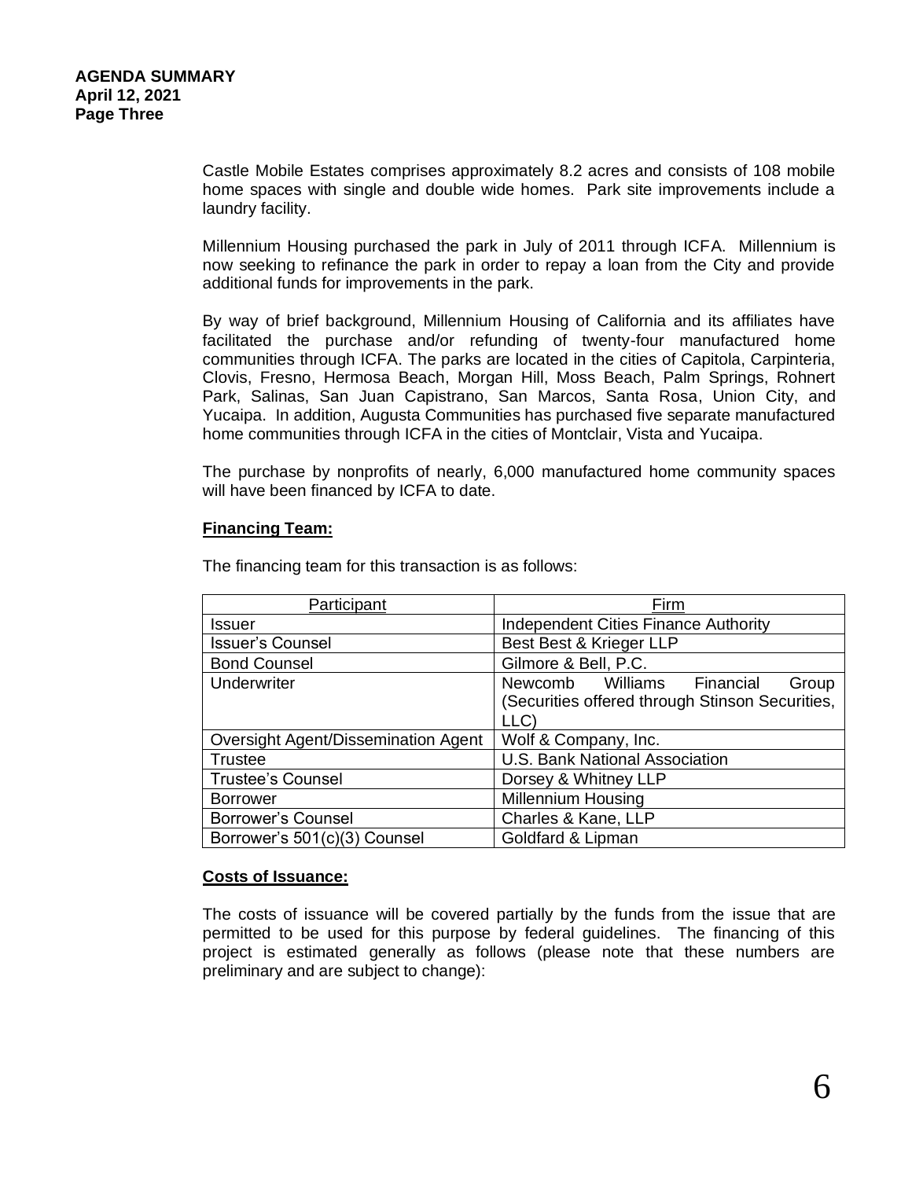Castle Mobile Estates comprises approximately 8.2 acres and consists of 108 mobile home spaces with single and double wide homes. Park site improvements include a laundry facility.

Millennium Housing purchased the park in July of 2011 through ICFA. Millennium is now seeking to refinance the park in order to repay a loan from the City and provide additional funds for improvements in the park.

By way of brief background, Millennium Housing of California and its affiliates have facilitated the purchase and/or refunding of twenty-four manufactured home communities through ICFA. The parks are located in the cities of Capitola, Carpinteria, Clovis, Fresno, Hermosa Beach, Morgan Hill, Moss Beach, Palm Springs, Rohnert Park, Salinas, San Juan Capistrano, San Marcos, Santa Rosa, Union City, and Yucaipa. In addition, Augusta Communities has purchased five separate manufactured home communities through ICFA in the cities of Montclair, Vista and Yucaipa.

The purchase by nonprofits of nearly, 6,000 manufactured home community spaces will have been financed by ICFA to date.

**Financing Team:**

The financing team for this transaction is as follows:

| Participant | Firm |
|---|---|
| Issuer | Independent Cities Finance Authority |
| Issuer's Counsel | Best Best & Krieger LLP |
| Bond Counsel | Gilmore & Bell, P.C. |
| Underwriter | Newcomb Williams Financial Group (Securities offered through Stinson Securities, LLC) |
| Oversight Agent/Dissemination Agent | Wolf & Company, Inc. |
| Trustee | U.S. Bank National Association |
| Trustee's Counsel | Dorsey & Whitney LLP |
| Borrower | Millennium Housing |
| Borrower's Counsel | Charles & Kane, LLP |
| Borrower's 501(c)(3) Counsel | Goldfard & Lipman |

**Costs of Issuance:**

The costs of issuance will be covered partially by the funds from the issue that are permitted to be used for this purpose by federal guidelines. The financing of this project is estimated generally as follows (please note that these numbers are preliminary and are subject to change):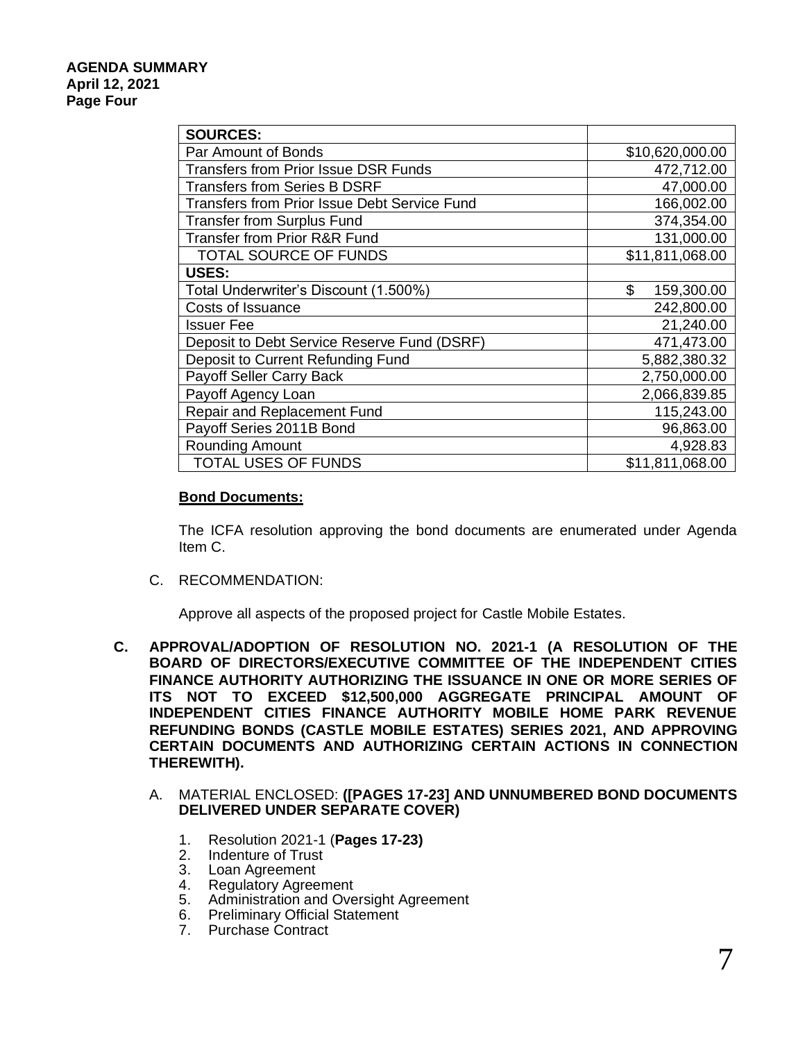| SOURCES: | |
|---|---|
| Par Amount of Bonds | $10,620,000.00 |
| Transfers from Prior Issue DSR Funds | 472,712.00 |
| Transfers from Series B DSRF | 47,000.00 |
| Transfers from Prior Issue Debt Service Fund | 166,002.00 |
| Transfer from Surplus Fund | 374,354.00 |
| Transfer from Prior R&R Fund | 131,000.00 |
| TOTAL SOURCE OF FUNDS | $11,811,068.00 |
| **USES:** | |
| Total Underwriter's Discount (1.500%) | $ 159,300.00 |
| Costs of Issuance | 242,800.00 |
| Issuer Fee | 21,240.00 |
| Deposit to Debt Service Reserve Fund (DSRF) | 471,473.00 |
| Deposit to Current Refunding Fund | 5,882,380.32 |
| Payoff Seller Carry Back | 2,750,000.00 |
| Payoff Agency Loan | 2,066,839.85 |
| Repair and Replacement Fund | 115,243.00 |
| Payoff Series 2011B Bond | 96,863.00 |
| Rounding Amount | 4,928.83 |
| TOTAL USES OF FUNDS | $11,811,068.00 |

**Bond Documents:**

The ICFA resolution approving the bond documents are enumerated under Agenda Item C.

C. RECOMMENDATION:

Approve all aspects of the proposed project for Castle Mobile Estates.

**C. APPROVAL/ADOPTION OF RESOLUTION NO. 2021-1 (A RESOLUTION OF THE BOARD OF DIRECTORS/EXECUTIVE COMMITTEE OF THE INDEPENDENT CITIES FINANCE AUTHORITY AUTHORIZING THE ISSUANCE IN ONE OR MORE SERIES OF ITS NOT TO EXCEED $12,500,000 AGGREGATE PRINCIPAL AMOUNT OF INDEPENDENT CITIES FINANCE AUTHORITY MOBILE HOME PARK REVENUE REFUNDING BONDS (CASTLE MOBILE ESTATES) SERIES 2021, AND APPROVING CERTAIN DOCUMENTS AND AUTHORIZING CERTAIN ACTIONS IN CONNECTION THEREWITH).**

A. MATERIAL ENCLOSED: **([PAGES 17-23] AND UNNUMBERED BOND DOCUMENTS DELIVERED UNDER SEPARATE COVER)**

1. Resolution 2021-1 (**Pages 17-23)**
2. Indenture of Trust
3. Loan Agreement
4. Regulatory Agreement
5. Administration and Oversight Agreement
6. Preliminary Official Statement
7. Purchase Contract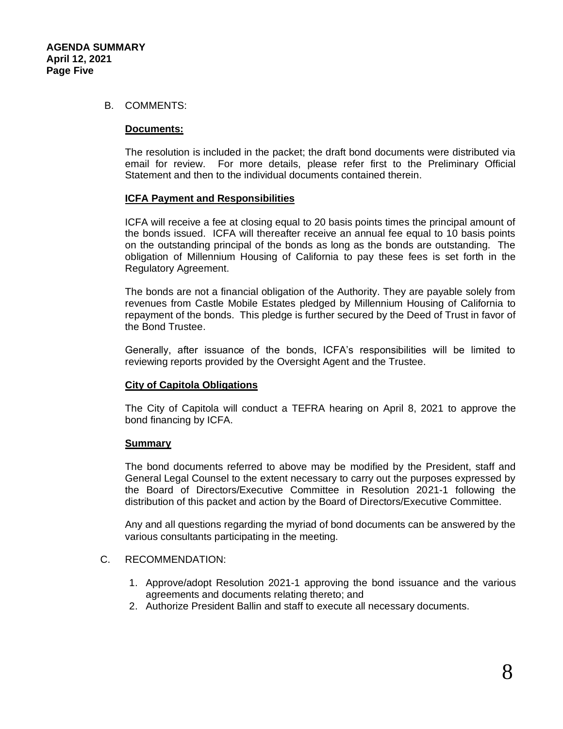B. COMMENTS:

**Documents:**

The resolution is included in the packet; the draft bond documents were distributed via email for review. For more details, please refer first to the Preliminary Official Statement and then to the individual documents contained therein.

**ICFA Payment and Responsibilities**

ICFA will receive a fee at closing equal to 20 basis points times the principal amount of the bonds issued. ICFA will thereafter receive an annual fee equal to 10 basis points on the outstanding principal of the bonds as long as the bonds are outstanding. The obligation of Millennium Housing of California to pay these fees is set forth in the Regulatory Agreement.

The bonds are not a financial obligation of the Authority. They are payable solely from revenues from Castle Mobile Estates pledged by Millennium Housing of California to repayment of the bonds. This pledge is further secured by the Deed of Trust in favor of the Bond Trustee.

Generally, after issuance of the bonds, ICFA's responsibilities will be limited to reviewing reports provided by the Oversight Agent and the Trustee.

**City of Capitola Obligations**

The City of Capitola will conduct a TEFRA hearing on April 8, 2021 to approve the bond financing by ICFA.

**Summary**

The bond documents referred to above may be modified by the President, staff and General Legal Counsel to the extent necessary to carry out the purposes expressed by the Board of Directors/Executive Committee in Resolution 2021-1 following the distribution of this packet and action by the Board of Directors/Executive Committee.

Any and all questions regarding the myriad of bond documents can be answered by the various consultants participating in the meeting.

C. RECOMMENDATION:

1. Approve/adopt Resolution 2021-1 approving the bond issuance and the various agreements and documents relating thereto; and
2. Authorize President Ballin and staff to execute all necessary documents.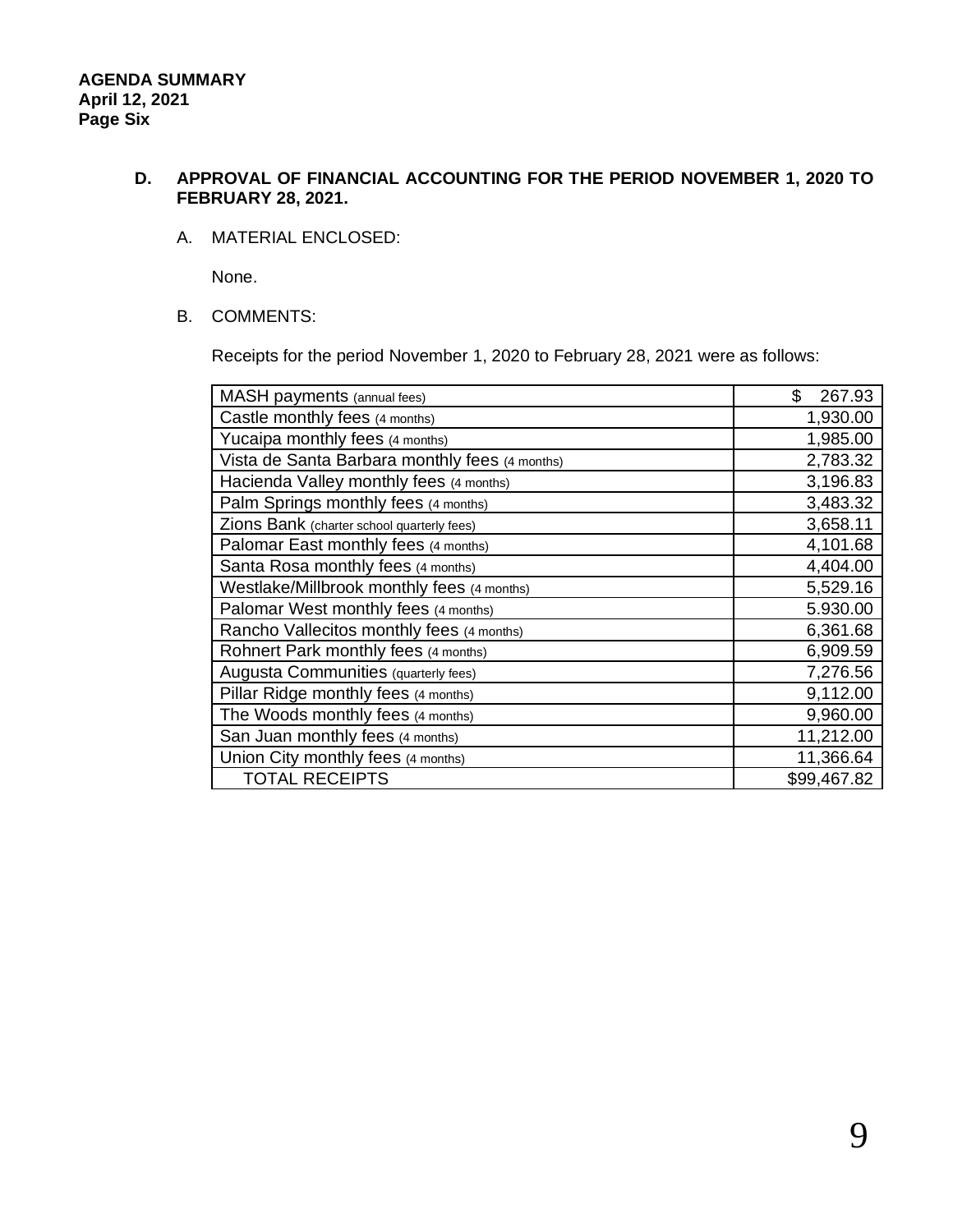**AGENDA SUMMARY**
**April 12, 2021**
**Page Six**

**D. APPROVAL OF FINANCIAL ACCOUNTING FOR THE PERIOD NOVEMBER 1, 2020 TO FEBRUARY 28, 2021.**

A. MATERIAL ENCLOSED:

None.

B. COMMENTS:

Receipts for the period November 1, 2020 to February 28, 2021 were as follows:

| Item | Amount |
|---|---|
| MASH payments (annual fees) | $ 267.93 |
| Castle monthly fees (4 months) | 1,930.00 |
| Yucaipa monthly fees (4 months) | 1,985.00 |
| Vista de Santa Barbara monthly fees (4 months) | 2,783.32 |
| Hacienda Valley monthly fees (4 months) | 3,196.83 |
| Palm Springs monthly fees (4 months) | 3,483.32 |
| Zions Bank (charter school quarterly fees) | 3,658.11 |
| Palomar East monthly fees (4 months) | 4,101.68 |
| Santa Rosa monthly fees (4 months) | 4,404.00 |
| Westlake/Millbrook monthly fees (4 months) | 5,529.16 |
| Palomar West monthly fees (4 months) | 5.930.00 |
| Rancho Vallecitos monthly fees (4 months) | 6,361.68 |
| Rohnert Park monthly fees (4 months) | 6,909.59 |
| Augusta Communities (quarterly fees) | 7,276.56 |
| Pillar Ridge monthly fees (4 months) | 9,112.00 |
| The Woods monthly fees (4 months) | 9,960.00 |
| San Juan monthly fees (4 months) | 11,212.00 |
| Union City monthly fees (4 months) | 11,366.64 |
| TOTAL RECEIPTS | $99,467.82 |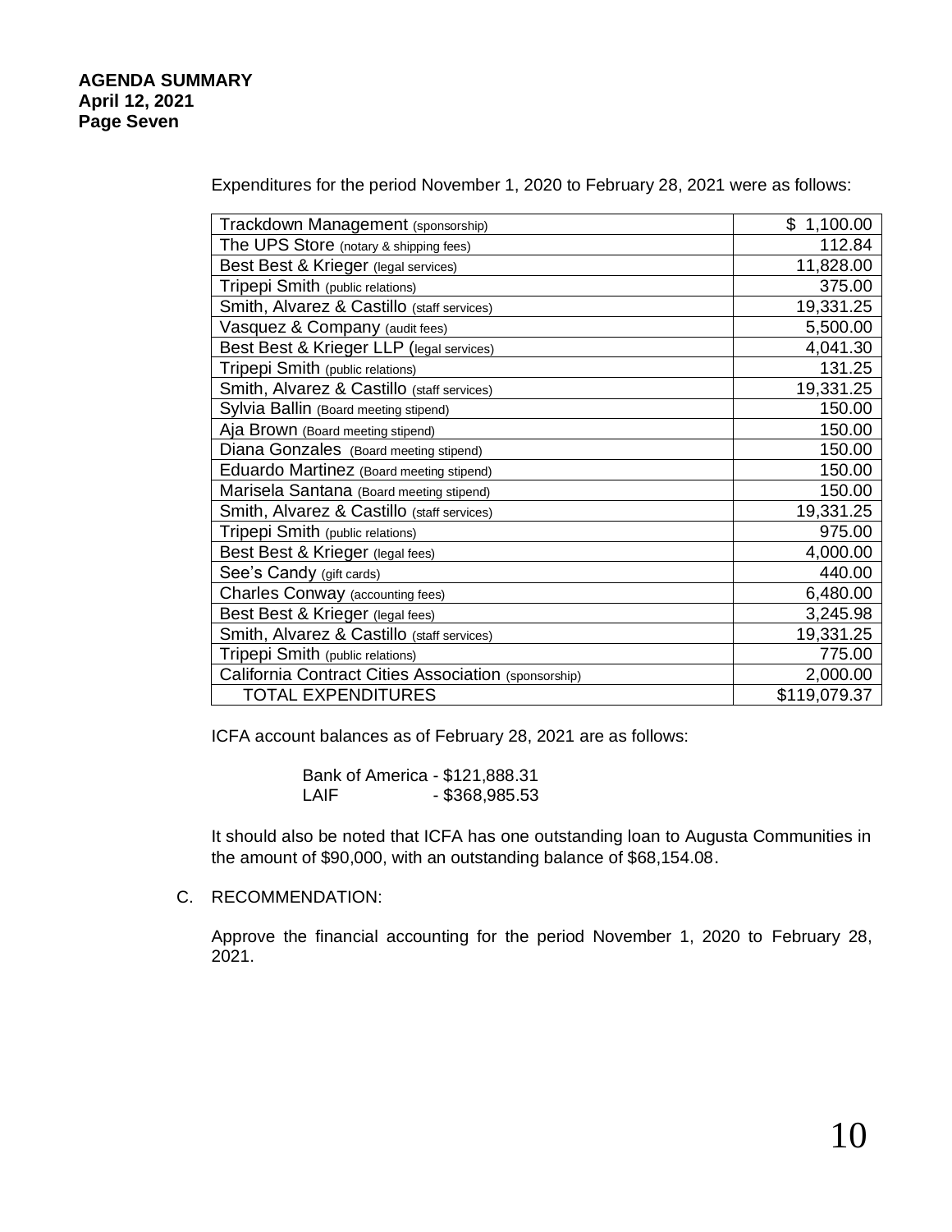Expenditures for the period November 1, 2020 to February 28, 2021 were as follows:

| | |
|---|---:|
| Trackdown Management (sponsorship) | $ 1,100.00 |
| The UPS Store (notary & shipping fees) | 112.84 |
| Best Best & Krieger (legal services) | 11,828.00 |
| Tripepi Smith (public relations) | 375.00 |
| Smith, Alvarez & Castillo (staff services) | 19,331.25 |
| Vasquez & Company (audit fees) | 5,500.00 |
| Best Best & Krieger LLP (legal services) | 4,041.30 |
| Tripepi Smith (public relations) | 131.25 |
| Smith, Alvarez & Castillo (staff services) | 19,331.25 |
| Sylvia Ballin (Board meeting stipend) | 150.00 |
| Aja Brown (Board meeting stipend) | 150.00 |
| Diana Gonzales (Board meeting stipend) | 150.00 |
| Eduardo Martinez (Board meeting stipend) | 150.00 |
| Marisela Santana (Board meeting stipend) | 150.00 |
| Smith, Alvarez & Castillo (staff services) | 19,331.25 |
| Tripepi Smith (public relations) | 975.00 |
| Best Best & Krieger (legal fees) | 4,000.00 |
| See's Candy (gift cards) | 440.00 |
| Charles Conway (accounting fees) | 6,480.00 |
| Best Best & Krieger (legal fees) | 3,245.98 |
| Smith, Alvarez & Castillo (staff services) | 19,331.25 |
| Tripepi Smith (public relations) | 775.00 |
| California Contract Cities Association (sponsorship) | 2,000.00 |
| TOTAL EXPENDITURES | $119,079.37 |

ICFA account balances as of February 28, 2021 are as follows:

Bank of America - $121,888.31
LAIF - $368,985.53

It should also be noted that ICFA has one outstanding loan to Augusta Communities in the amount of $90,000, with an outstanding balance of $68,154.08.

C. RECOMMENDATION:

Approve the financial accounting for the period November 1, 2020 to February 28, 2021.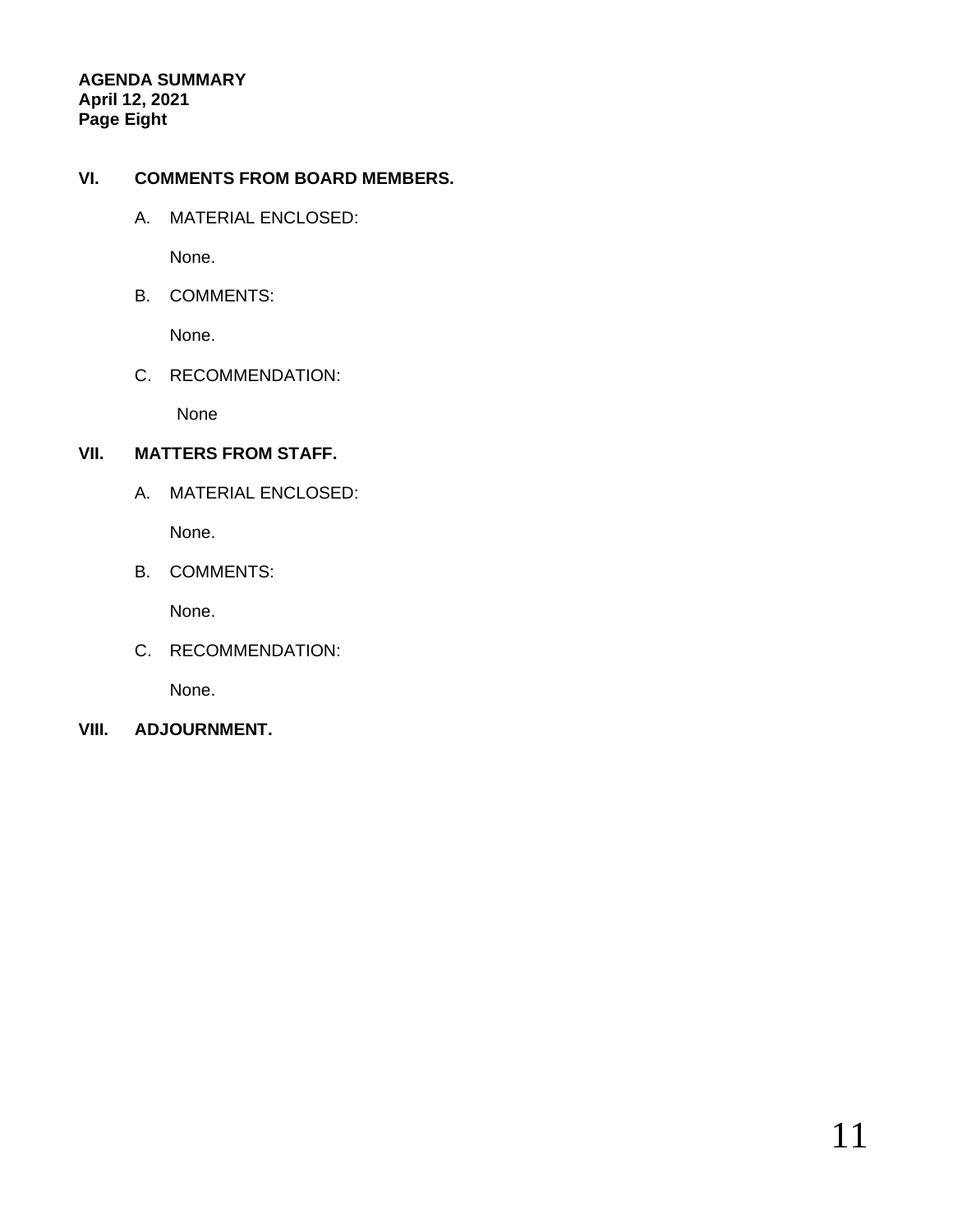**AGENDA SUMMARY**
**April 12, 2021**
**Page Eight**

## VI. COMMENTS FROM BOARD MEMBERS.

A. MATERIAL ENCLOSED:

None.

B. COMMENTS:

None.

C. RECOMMENDATION:

None

## VII. MATTERS FROM STAFF.

A. MATERIAL ENCLOSED:

None.

B. COMMENTS:

None.

C. RECOMMENDATION:

None.

## VIII. ADJOURNMENT.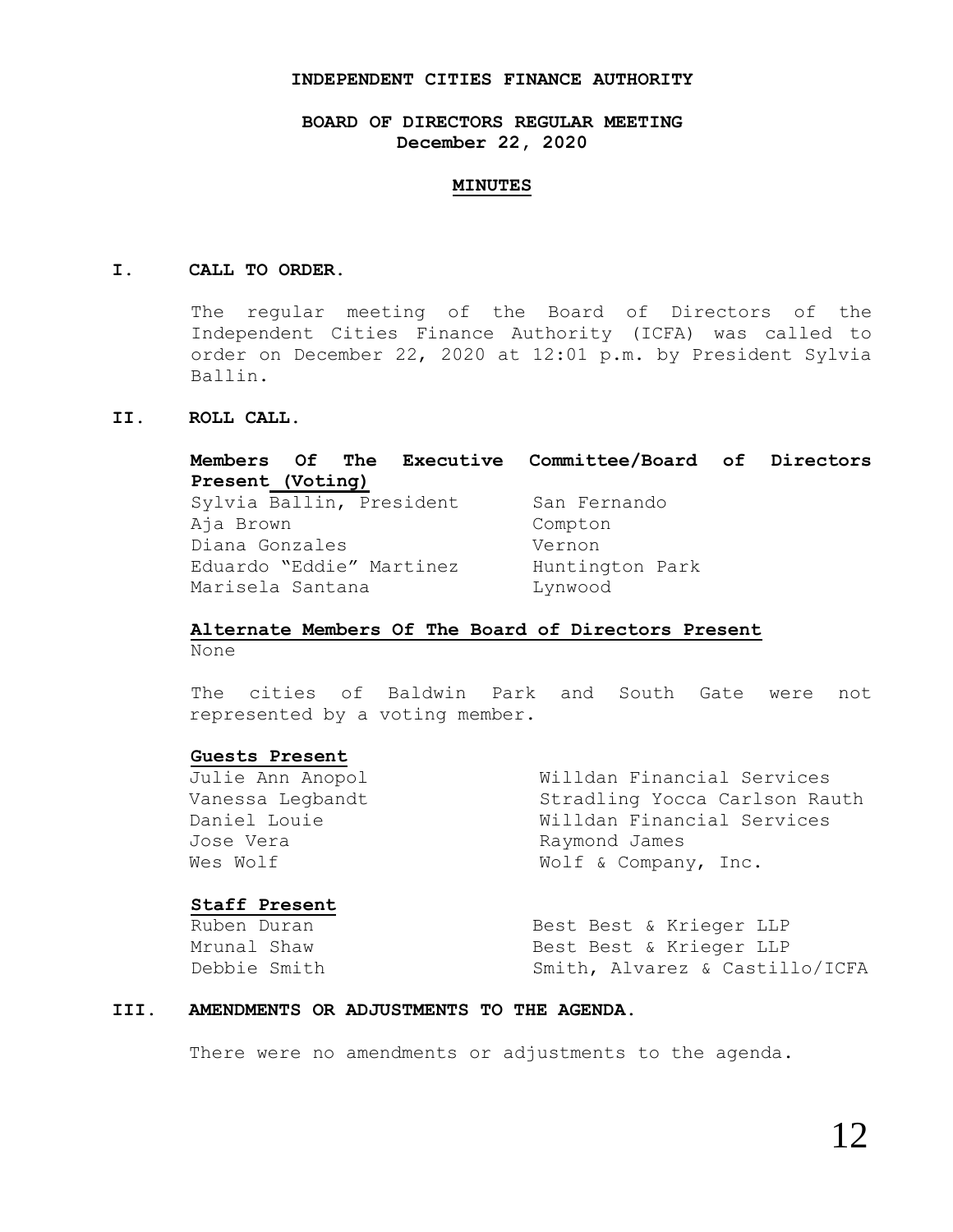**INDEPENDENT CITIES FINANCE AUTHORITY**

**BOARD OF DIRECTORS REGULAR MEETING**
**December 22, 2020**

**MINUTES**

## I. CALL TO ORDER.

The regular meeting of the Board of Directors of the Independent Cities Finance Authority (ICFA) was called to order on December 22, 2020 at 12:01 p.m. by President Sylvia Ballin.

## II. ROLL CALL.

**Members Of The Executive Committee/Board of Directors Present (Voting)**

| | |
|---|---|
| Sylvia Ballin, President | San Fernando |
| Aja Brown | Compton |
| Diana Gonzales | Vernon |
| Eduardo "Eddie" Martinez | Huntington Park |
| Marisela Santana | Lynwood |

**Alternate Members Of The Board of Directors Present**

None

The cities of Baldwin Park and South Gate were not represented by a voting member.

**Guests Present**

| | |
|---|---|
| Julie Ann Anopol | Willdan Financial Services |
| Vanessa Legbandt | Stradling Yocca Carlson Rauth |
| Daniel Louie | Willdan Financial Services |
| Jose Vera | Raymond James |
| Wes Wolf | Wolf & Company, Inc. |

**Staff Present**

| | |
|---|---|
| Ruben Duran | Best Best & Krieger LLP |
| Mrunal Shaw | Best Best & Krieger LLP |
| Debbie Smith | Smith, Alvarez & Castillo/ICFA |

## III. AMENDMENTS OR ADJUSTMENTS TO THE AGENDA.

There were no amendments or adjustments to the agenda.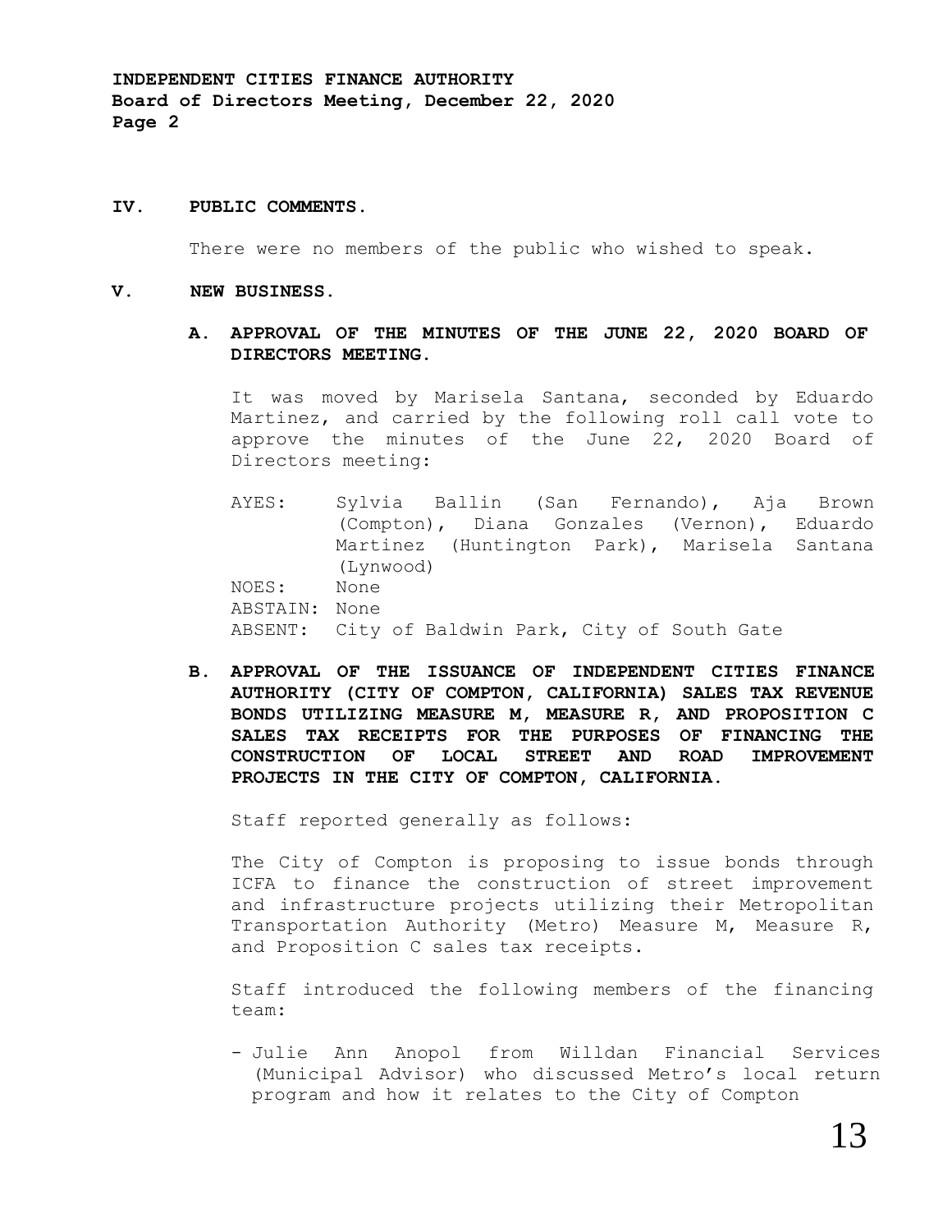## IV. PUBLIC COMMENTS.

There were no members of the public who wished to speak.

## V. NEW BUSINESS.

### A. APPROVAL OF THE MINUTES OF THE JUNE 22, 2020 BOARD OF DIRECTORS MEETING.

It was moved by Marisela Santana, seconded by Eduardo Martinez, and carried by the following roll call vote to approve the minutes of the June 22, 2020 Board of Directors meeting:

AYES: Sylvia Ballin (San Fernando), Aja Brown (Compton), Diana Gonzales (Vernon), Eduardo Martinez (Huntington Park), Marisela Santana (Lynwood)
NOES: None
ABSTAIN: None
ABSENT: City of Baldwin Park, City of South Gate

### B. APPROVAL OF THE ISSUANCE OF INDEPENDENT CITIES FINANCE AUTHORITY (CITY OF COMPTON, CALIFORNIA) SALES TAX REVENUE BONDS UTILIZING MEASURE M, MEASURE R, AND PROPOSITION C SALES TAX RECEIPTS FOR THE PURPOSES OF FINANCING THE CONSTRUCTION OF LOCAL STREET AND ROAD IMPROVEMENT PROJECTS IN THE CITY OF COMPTON, CALIFORNIA.

Staff reported generally as follows:

The City of Compton is proposing to issue bonds through ICFA to finance the construction of street improvement and infrastructure projects utilizing their Metropolitan Transportation Authority (Metro) Measure M, Measure R, and Proposition C sales tax receipts.

Staff introduced the following members of the financing team:

- Julie Ann Anopol from Willdan Financial Services (Municipal Advisor) who discussed Metro's local return program and how it relates to the City of Compton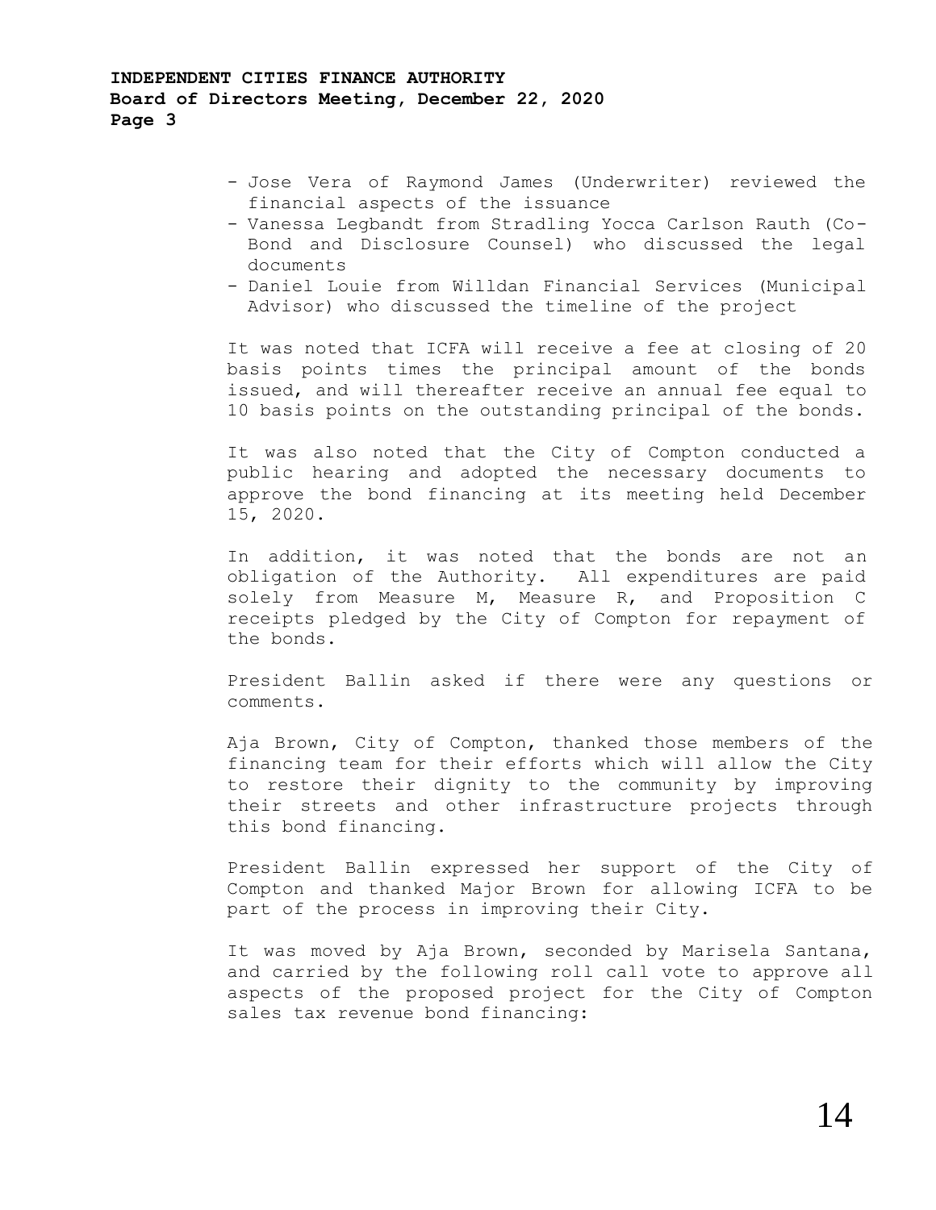- Jose Vera of Raymond James (Underwriter) reviewed the financial aspects of the issuance
- Vanessa Legbandt from Stradling Yocca Carlson Rauth (Co-Bond and Disclosure Counsel) who discussed the legal documents
- Daniel Louie from Willdan Financial Services (Municipal Advisor) who discussed the timeline of the project

It was noted that ICFA will receive a fee at closing of 20 basis points times the principal amount of the bonds issued, and will thereafter receive an annual fee equal to 10 basis points on the outstanding principal of the bonds.

It was also noted that the City of Compton conducted a public hearing and adopted the necessary documents to approve the bond financing at its meeting held December 15, 2020.

In addition, it was noted that the bonds are not an obligation of the Authority. All expenditures are paid solely from Measure M, Measure R, and Proposition C receipts pledged by the City of Compton for repayment of the bonds.

President Ballin asked if there were any questions or comments.

Aja Brown, City of Compton, thanked those members of the financing team for their efforts which will allow the City to restore their dignity to the community by improving their streets and other infrastructure projects through this bond financing.

President Ballin expressed her support of the City of Compton and thanked Major Brown for allowing ICFA to be part of the process in improving their City.

It was moved by Aja Brown, seconded by Marisela Santana, and carried by the following roll call vote to approve all aspects of the proposed project for the City of Compton sales tax revenue bond financing: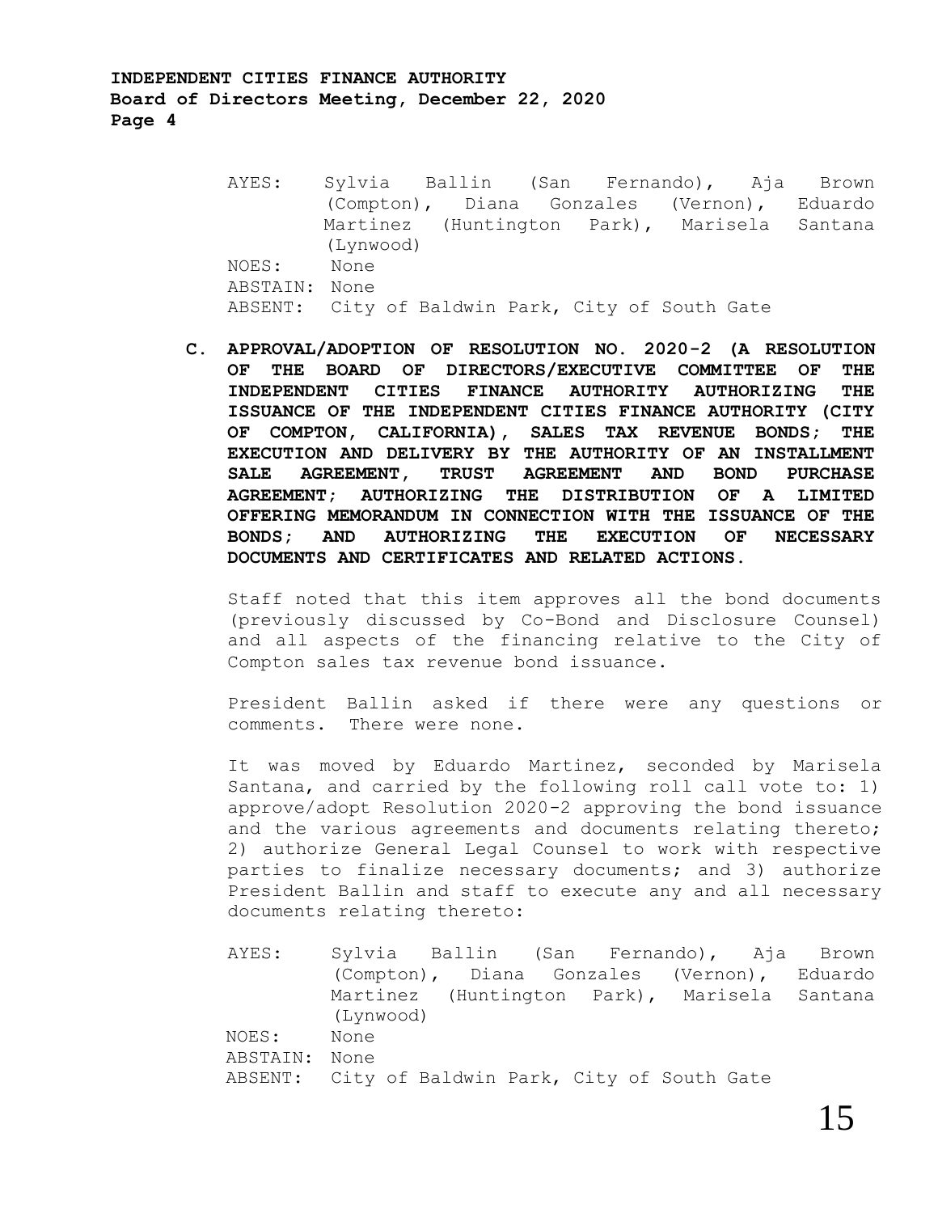AYES: Sylvia Ballin (San Fernando), Aja Brown (Compton), Diana Gonzales (Vernon), Eduardo Martinez (Huntington Park), Marisela Santana (Lynwood)
NOES: None
ABSTAIN: None
ABSENT: City of Baldwin Park, City of South Gate

**C. APPROVAL/ADOPTION OF RESOLUTION NO. 2020-2 (A RESOLUTION OF THE BOARD OF DIRECTORS/EXECUTIVE COMMITTEE OF THE INDEPENDENT CITIES FINANCE AUTHORITY AUTHORIZING THE ISSUANCE OF THE INDEPENDENT CITIES FINANCE AUTHORITY (CITY OF COMPTON, CALIFORNIA), SALES TAX REVENUE BONDS; THE EXECUTION AND DELIVERY BY THE AUTHORITY OF AN INSTALLMENT SALE AGREEMENT, TRUST AGREEMENT AND BOND PURCHASE AGREEMENT; AUTHORIZING THE DISTRIBUTION OF A LIMITED OFFERING MEMORANDUM IN CONNECTION WITH THE ISSUANCE OF THE BONDS; AND AUTHORIZING THE EXECUTION OF NECESSARY DOCUMENTS AND CERTIFICATES AND RELATED ACTIONS.**

Staff noted that this item approves all the bond documents (previously discussed by Co-Bond and Disclosure Counsel) and all aspects of the financing relative to the City of Compton sales tax revenue bond issuance.

President Ballin asked if there were any questions or comments. There were none.

It was moved by Eduardo Martinez, seconded by Marisela Santana, and carried by the following roll call vote to: 1) approve/adopt Resolution 2020-2 approving the bond issuance and the various agreements and documents relating thereto; 2) authorize General Legal Counsel to work with respective parties to finalize necessary documents; and 3) authorize President Ballin and staff to execute any and all necessary documents relating thereto:

AYES: Sylvia Ballin (San Fernando), Aja Brown (Compton), Diana Gonzales (Vernon), Eduardo Martinez (Huntington Park), Marisela Santana (Lynwood)
NOES: None
ABSTAIN: None
ABSENT: City of Baldwin Park, City of South Gate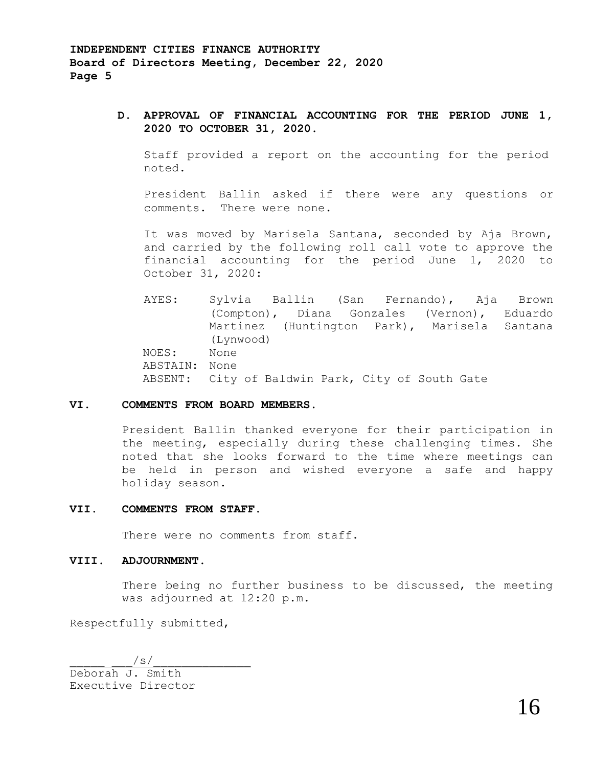**D. APPROVAL OF FINANCIAL ACCOUNTING FOR THE PERIOD JUNE 1, 2020 TO OCTOBER 31, 2020.**

Staff provided a report on the accounting for the period noted.

President Ballin asked if there were any questions or comments. There were none.

It was moved by Marisela Santana, seconded by Aja Brown, and carried by the following roll call vote to approve the financial accounting for the period June 1, 2020 to October 31, 2020:

AYES: Sylvia Ballin (San Fernando), Aja Brown (Compton), Diana Gonzales (Vernon), Eduardo Martinez (Huntington Park), Marisela Santana (Lynwood)
NOES: None
ABSTAIN: None
ABSENT: City of Baldwin Park, City of South Gate

## VI. COMMENTS FROM BOARD MEMBERS.

President Ballin thanked everyone for their participation in the meeting, especially during these challenging times. She noted that she looks forward to the time where meetings can be held in person and wished everyone a safe and happy holiday season.

## VII. COMMENTS FROM STAFF.

There were no comments from staff.

## VIII. ADJOURNMENT.

There being no further business to be discussed, the meeting was adjourned at 12:20 p.m.

Respectfully submitted,

/s/
Deborah J. Smith
Executive Director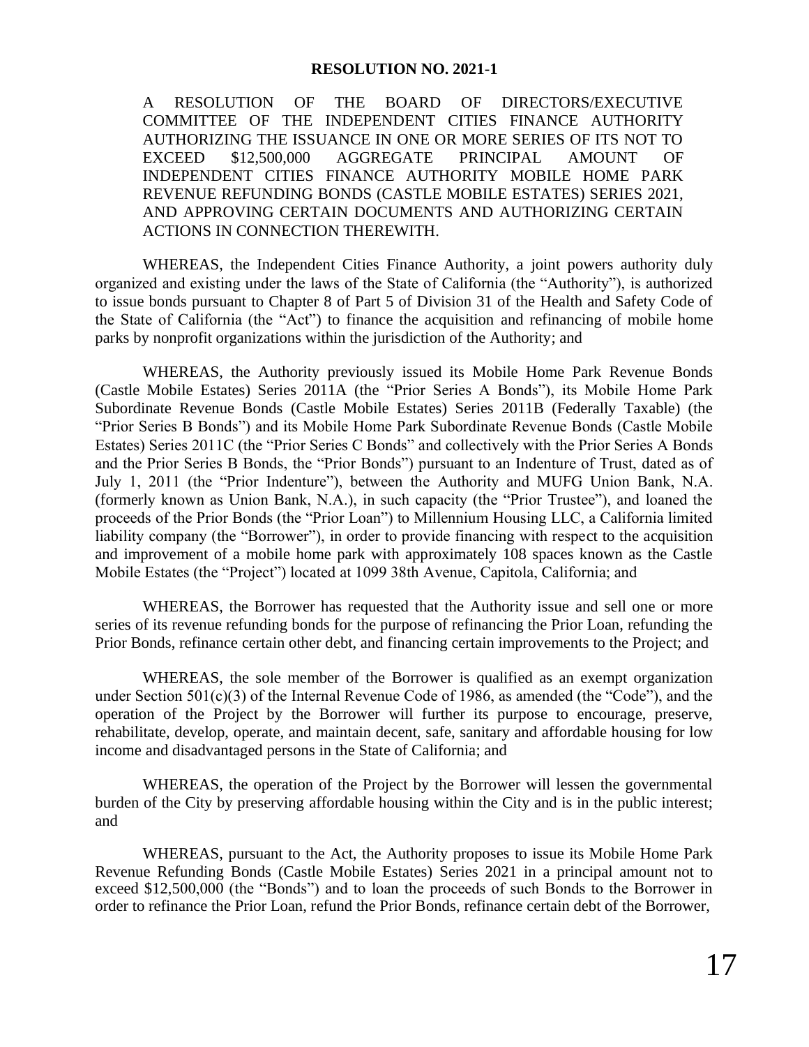**RESOLUTION NO. 2021-1**

A RESOLUTION OF THE BOARD OF DIRECTORS/EXECUTIVE COMMITTEE OF THE INDEPENDENT CITIES FINANCE AUTHORITY AUTHORIZING THE ISSUANCE IN ONE OR MORE SERIES OF ITS NOT TO EXCEED $12,500,000 AGGREGATE PRINCIPAL AMOUNT OF INDEPENDENT CITIES FINANCE AUTHORITY MOBILE HOME PARK REVENUE REFUNDING BONDS (CASTLE MOBILE ESTATES) SERIES 2021, AND APPROVING CERTAIN DOCUMENTS AND AUTHORIZING CERTAIN ACTIONS IN CONNECTION THEREWITH.

WHEREAS, the Independent Cities Finance Authority, a joint powers authority duly organized and existing under the laws of the State of California (the "Authority"), is authorized to issue bonds pursuant to Chapter 8 of Part 5 of Division 31 of the Health and Safety Code of the State of California (the "Act") to finance the acquisition and refinancing of mobile home parks by nonprofit organizations within the jurisdiction of the Authority; and

WHEREAS, the Authority previously issued its Mobile Home Park Revenue Bonds (Castle Mobile Estates) Series 2011A (the "Prior Series A Bonds"), its Mobile Home Park Subordinate Revenue Bonds (Castle Mobile Estates) Series 2011B (Federally Taxable) (the "Prior Series B Bonds") and its Mobile Home Park Subordinate Revenue Bonds (Castle Mobile Estates) Series 2011C (the "Prior Series C Bonds" and collectively with the Prior Series A Bonds and the Prior Series B Bonds, the "Prior Bonds") pursuant to an Indenture of Trust, dated as of July 1, 2011 (the "Prior Indenture"), between the Authority and MUFG Union Bank, N.A. (formerly known as Union Bank, N.A.), in such capacity (the "Prior Trustee"), and loaned the proceeds of the Prior Bonds (the "Prior Loan") to Millennium Housing LLC, a California limited liability company (the "Borrower"), in order to provide financing with respect to the acquisition and improvement of a mobile home park with approximately 108 spaces known as the Castle Mobile Estates (the "Project") located at 1099 38th Avenue, Capitola, California; and

WHEREAS, the Borrower has requested that the Authority issue and sell one or more series of its revenue refunding bonds for the purpose of refinancing the Prior Loan, refunding the Prior Bonds, refinance certain other debt, and financing certain improvements to the Project; and

WHEREAS, the sole member of the Borrower is qualified as an exempt organization under Section 501(c)(3) of the Internal Revenue Code of 1986, as amended (the "Code"), and the operation of the Project by the Borrower will further its purpose to encourage, preserve, rehabilitate, develop, operate, and maintain decent, safe, sanitary and affordable housing for low income and disadvantaged persons in the State of California; and

WHEREAS, the operation of the Project by the Borrower will lessen the governmental burden of the City by preserving affordable housing within the City and is in the public interest; and

WHEREAS, pursuant to the Act, the Authority proposes to issue its Mobile Home Park Revenue Refunding Bonds (Castle Mobile Estates) Series 2021 in a principal amount not to exceed $12,500,000 (the "Bonds") and to loan the proceeds of such Bonds to the Borrower in order to refinance the Prior Loan, refund the Prior Bonds, refinance certain debt of the Borrower,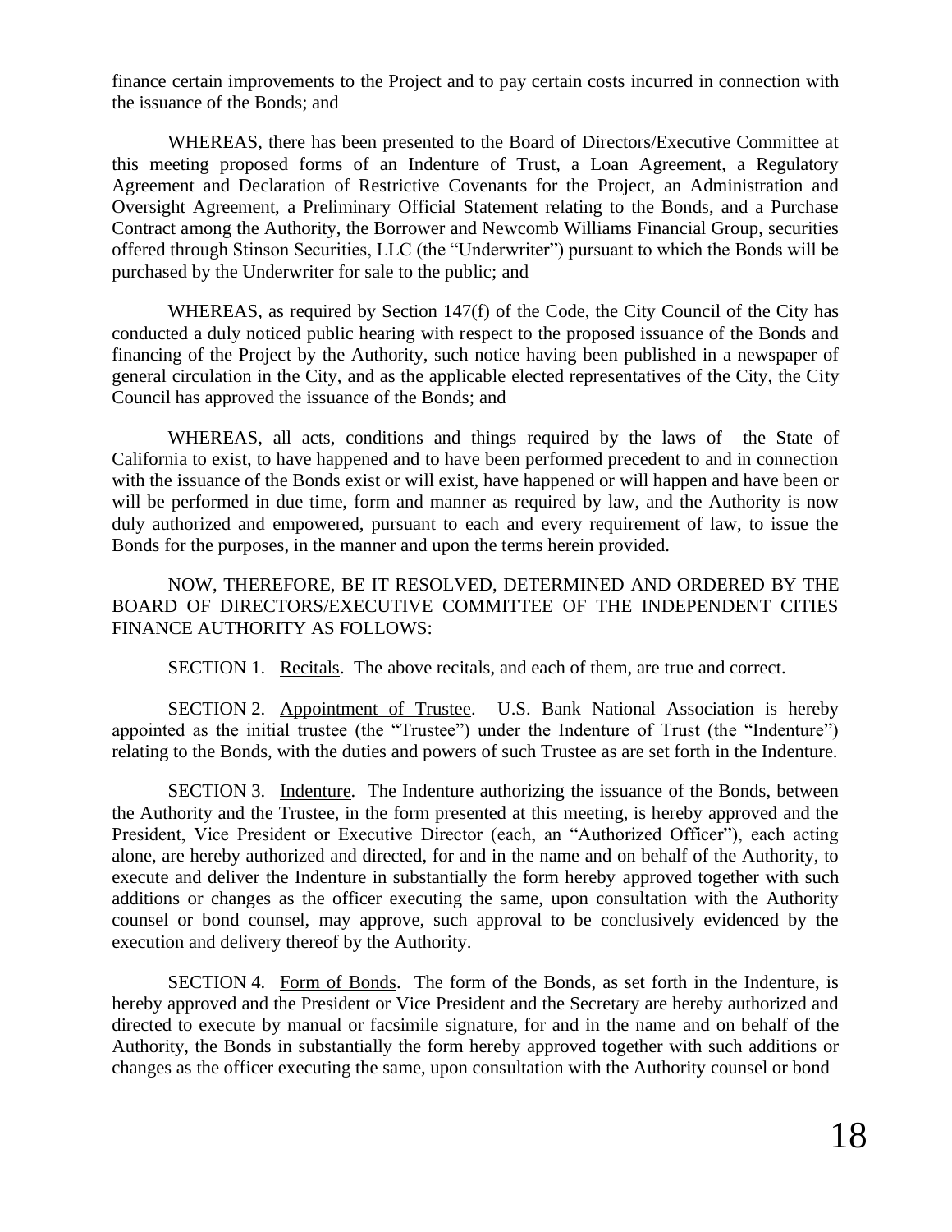finance certain improvements to the Project and to pay certain costs incurred in connection with the issuance of the Bonds; and

WHEREAS, there has been presented to the Board of Directors/Executive Committee at this meeting proposed forms of an Indenture of Trust, a Loan Agreement, a Regulatory Agreement and Declaration of Restrictive Covenants for the Project, an Administration and Oversight Agreement, a Preliminary Official Statement relating to the Bonds, and a Purchase Contract among the Authority, the Borrower and Newcomb Williams Financial Group, securities offered through Stinson Securities, LLC (the "Underwriter") pursuant to which the Bonds will be purchased by the Underwriter for sale to the public; and

WHEREAS, as required by Section 147(f) of the Code, the City Council of the City has conducted a duly noticed public hearing with respect to the proposed issuance of the Bonds and financing of the Project by the Authority, such notice having been published in a newspaper of general circulation in the City, and as the applicable elected representatives of the City, the City Council has approved the issuance of the Bonds; and

WHEREAS, all acts, conditions and things required by the laws of the State of California to exist, to have happened and to have been performed precedent to and in connection with the issuance of the Bonds exist or will exist, have happened or will happen and have been or will be performed in due time, form and manner as required by law, and the Authority is now duly authorized and empowered, pursuant to each and every requirement of law, to issue the Bonds for the purposes, in the manner and upon the terms herein provided.

NOW, THEREFORE, BE IT RESOLVED, DETERMINED AND ORDERED BY THE BOARD OF DIRECTORS/EXECUTIVE COMMITTEE OF THE INDEPENDENT CITIES FINANCE AUTHORITY AS FOLLOWS:

SECTION 1. Recitals. The above recitals, and each of them, are true and correct.

SECTION 2. Appointment of Trustee. U.S. Bank National Association is hereby appointed as the initial trustee (the "Trustee") under the Indenture of Trust (the "Indenture") relating to the Bonds, with the duties and powers of such Trustee as are set forth in the Indenture.

SECTION 3. Indenture. The Indenture authorizing the issuance of the Bonds, between the Authority and the Trustee, in the form presented at this meeting, is hereby approved and the President, Vice President or Executive Director (each, an "Authorized Officer"), each acting alone, are hereby authorized and directed, for and in the name and on behalf of the Authority, to execute and deliver the Indenture in substantially the form hereby approved together with such additions or changes as the officer executing the same, upon consultation with the Authority counsel or bond counsel, may approve, such approval to be conclusively evidenced by the execution and delivery thereof by the Authority.

SECTION 4. Form of Bonds. The form of the Bonds, as set forth in the Indenture, is hereby approved and the President or Vice President and the Secretary are hereby authorized and directed to execute by manual or facsimile signature, for and in the name and on behalf of the Authority, the Bonds in substantially the form hereby approved together with such additions or changes as the officer executing the same, upon consultation with the Authority counsel or bond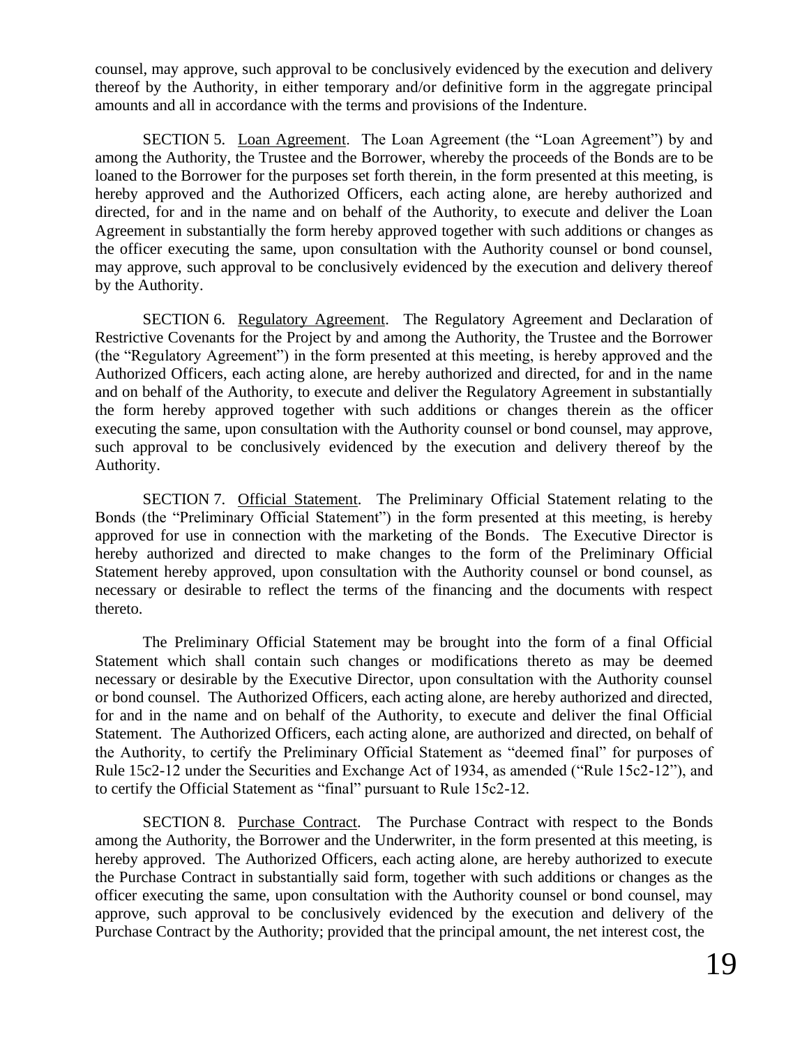counsel, may approve, such approval to be conclusively evidenced by the execution and delivery thereof by the Authority, in either temporary and/or definitive form in the aggregate principal amounts and all in accordance with the terms and provisions of the Indenture.

SECTION 5. Loan Agreement. The Loan Agreement (the "Loan Agreement") by and among the Authority, the Trustee and the Borrower, whereby the proceeds of the Bonds are to be loaned to the Borrower for the purposes set forth therein, in the form presented at this meeting, is hereby approved and the Authorized Officers, each acting alone, are hereby authorized and directed, for and in the name and on behalf of the Authority, to execute and deliver the Loan Agreement in substantially the form hereby approved together with such additions or changes as the officer executing the same, upon consultation with the Authority counsel or bond counsel, may approve, such approval to be conclusively evidenced by the execution and delivery thereof by the Authority.

SECTION 6. Regulatory Agreement. The Regulatory Agreement and Declaration of Restrictive Covenants for the Project by and among the Authority, the Trustee and the Borrower (the "Regulatory Agreement") in the form presented at this meeting, is hereby approved and the Authorized Officers, each acting alone, are hereby authorized and directed, for and in the name and on behalf of the Authority, to execute and deliver the Regulatory Agreement in substantially the form hereby approved together with such additions or changes therein as the officer executing the same, upon consultation with the Authority counsel or bond counsel, may approve, such approval to be conclusively evidenced by the execution and delivery thereof by the Authority.

SECTION 7. Official Statement. The Preliminary Official Statement relating to the Bonds (the "Preliminary Official Statement") in the form presented at this meeting, is hereby approved for use in connection with the marketing of the Bonds. The Executive Director is hereby authorized and directed to make changes to the form of the Preliminary Official Statement hereby approved, upon consultation with the Authority counsel or bond counsel, as necessary or desirable to reflect the terms of the financing and the documents with respect thereto.

The Preliminary Official Statement may be brought into the form of a final Official Statement which shall contain such changes or modifications thereto as may be deemed necessary or desirable by the Executive Director, upon consultation with the Authority counsel or bond counsel. The Authorized Officers, each acting alone, are hereby authorized and directed, for and in the name and on behalf of the Authority, to execute and deliver the final Official Statement. The Authorized Officers, each acting alone, are authorized and directed, on behalf of the Authority, to certify the Preliminary Official Statement as "deemed final" for purposes of Rule 15c2-12 under the Securities and Exchange Act of 1934, as amended ("Rule 15c2-12"), and to certify the Official Statement as "final" pursuant to Rule 15c2-12.

SECTION 8. Purchase Contract. The Purchase Contract with respect to the Bonds among the Authority, the Borrower and the Underwriter, in the form presented at this meeting, is hereby approved. The Authorized Officers, each acting alone, are hereby authorized to execute the Purchase Contract in substantially said form, together with such additions or changes as the officer executing the same, upon consultation with the Authority counsel or bond counsel, may approve, such approval to be conclusively evidenced by the execution and delivery of the Purchase Contract by the Authority; provided that the principal amount, the net interest cost, the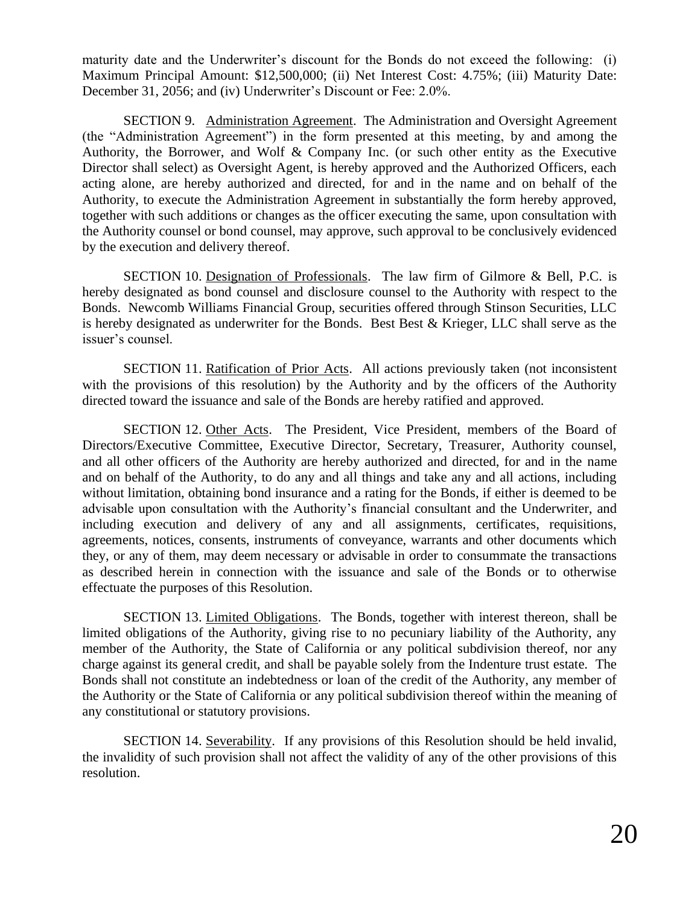maturity date and the Underwriter's discount for the Bonds do not exceed the following: (i) Maximum Principal Amount: $12,500,000; (ii) Net Interest Cost: 4.75%; (iii) Maturity Date: December 31, 2056; and (iv) Underwriter's Discount or Fee: 2.0%.

SECTION 9. Administration Agreement. The Administration and Oversight Agreement (the "Administration Agreement") in the form presented at this meeting, by and among the Authority, the Borrower, and Wolf & Company Inc. (or such other entity as the Executive Director shall select) as Oversight Agent, is hereby approved and the Authorized Officers, each acting alone, are hereby authorized and directed, for and in the name and on behalf of the Authority, to execute the Administration Agreement in substantially the form hereby approved, together with such additions or changes as the officer executing the same, upon consultation with the Authority counsel or bond counsel, may approve, such approval to be conclusively evidenced by the execution and delivery thereof.

SECTION 10. Designation of Professionals. The law firm of Gilmore & Bell, P.C. is hereby designated as bond counsel and disclosure counsel to the Authority with respect to the Bonds. Newcomb Williams Financial Group, securities offered through Stinson Securities, LLC is hereby designated as underwriter for the Bonds. Best Best & Krieger, LLC shall serve as the issuer's counsel.

SECTION 11. Ratification of Prior Acts. All actions previously taken (not inconsistent with the provisions of this resolution) by the Authority and by the officers of the Authority directed toward the issuance and sale of the Bonds are hereby ratified and approved.

SECTION 12. Other Acts. The President, Vice President, members of the Board of Directors/Executive Committee, Executive Director, Secretary, Treasurer, Authority counsel, and all other officers of the Authority are hereby authorized and directed, for and in the name and on behalf of the Authority, to do any and all things and take any and all actions, including without limitation, obtaining bond insurance and a rating for the Bonds, if either is deemed to be advisable upon consultation with the Authority's financial consultant and the Underwriter, and including execution and delivery of any and all assignments, certificates, requisitions, agreements, notices, consents, instruments of conveyance, warrants and other documents which they, or any of them, may deem necessary or advisable in order to consummate the transactions as described herein in connection with the issuance and sale of the Bonds or to otherwise effectuate the purposes of this Resolution.

SECTION 13. Limited Obligations. The Bonds, together with interest thereon, shall be limited obligations of the Authority, giving rise to no pecuniary liability of the Authority, any member of the Authority, the State of California or any political subdivision thereof, nor any charge against its general credit, and shall be payable solely from the Indenture trust estate. The Bonds shall not constitute an indebtedness or loan of the credit of the Authority, any member of the Authority or the State of California or any political subdivision thereof within the meaning of any constitutional or statutory provisions.

SECTION 14. Severability. If any provisions of this Resolution should be held invalid, the invalidity of such provision shall not affect the validity of any of the other provisions of this resolution.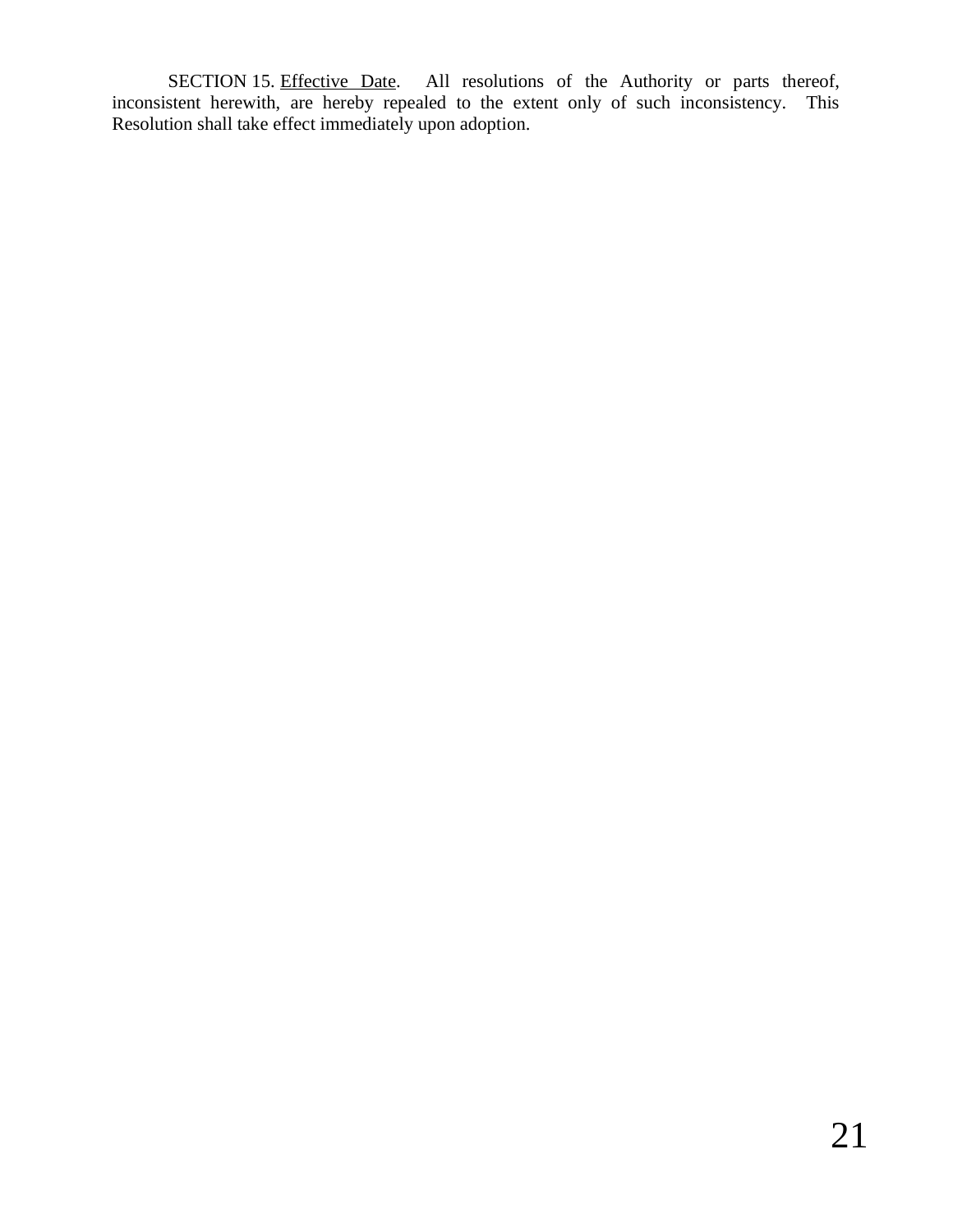SECTION 15. Effective Date. All resolutions of the Authority or parts thereof, inconsistent herewith, are hereby repealed to the extent only of such inconsistency. This Resolution shall take effect immediately upon adoption.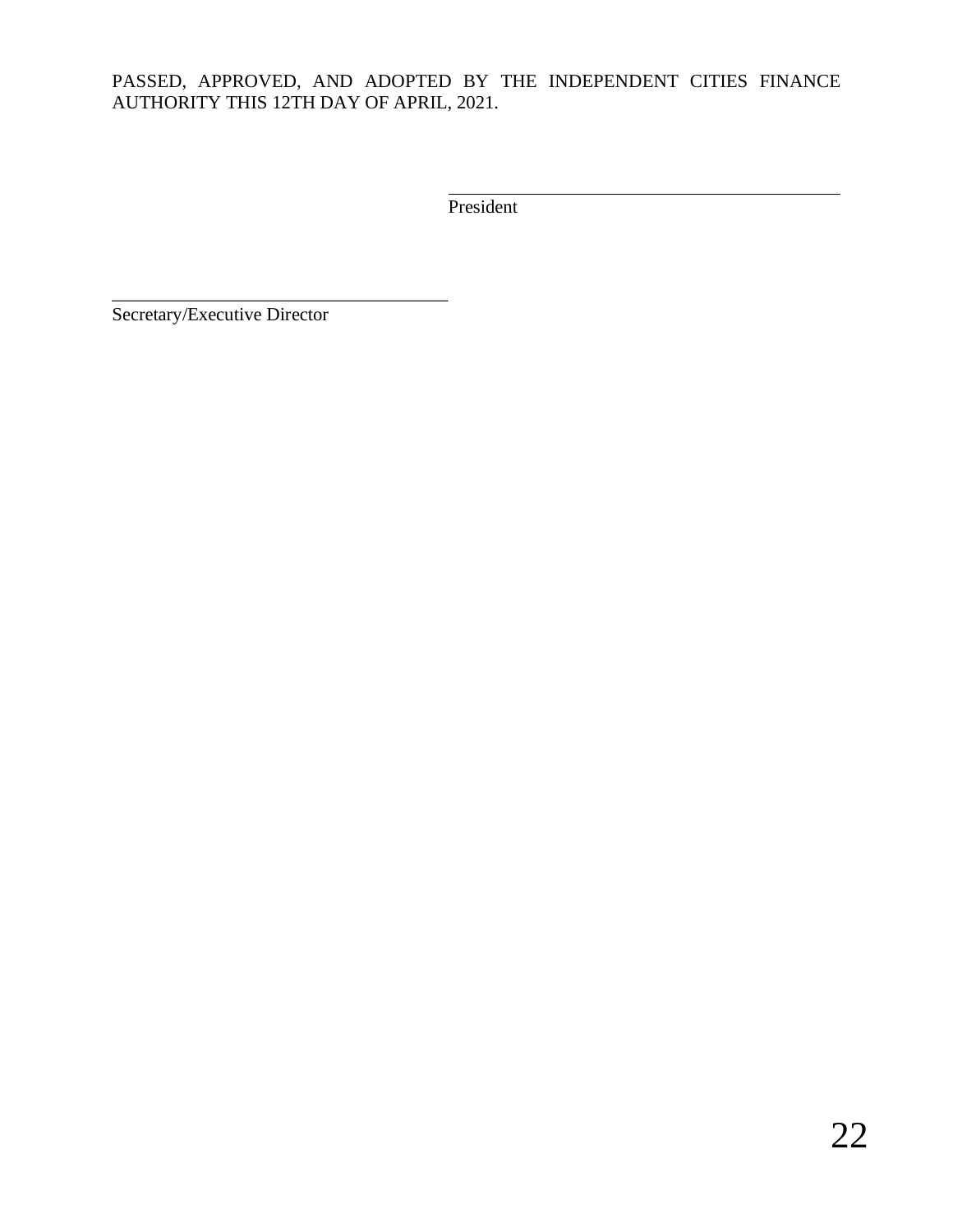PASSED, APPROVED, AND ADOPTED BY THE INDEPENDENT CITIES FINANCE AUTHORITY THIS 12TH DAY OF APRIL, 2021.

_____________________________________________
President

_____________________________________
Secretary/Executive Director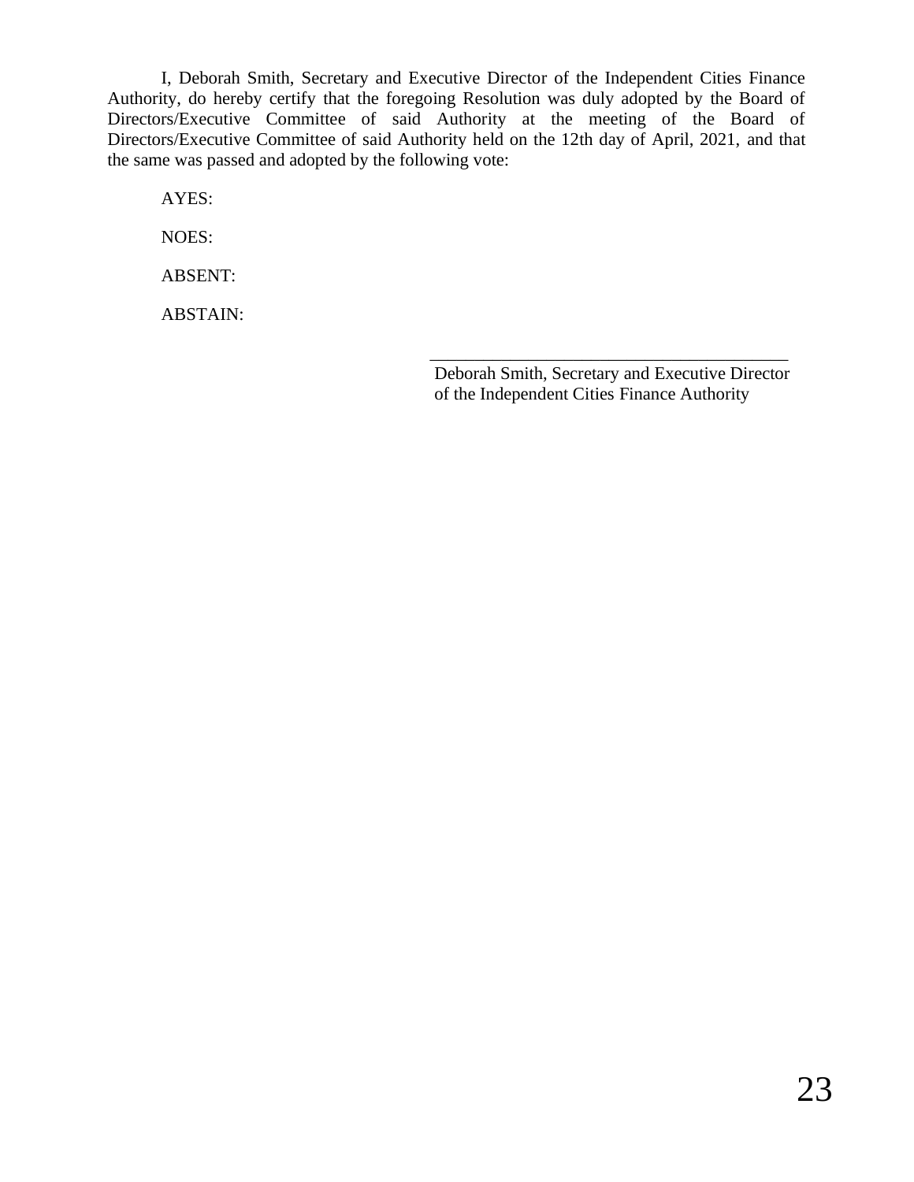I, Deborah Smith, Secretary and Executive Director of the Independent Cities Finance Authority, do hereby certify that the foregoing Resolution was duly adopted by the Board of Directors/Executive Committee of said Authority at the meeting of the Board of Directors/Executive Committee of said Authority held on the 12th day of April, 2021, and that the same was passed and adopted by the following vote:

AYES:

NOES:

ABSENT:

ABSTAIN:

\_\_\_\_\_\_\_\_\_\_\_\_\_\_\_\_\_\_\_\_\_\_\_\_\_\_\_\_\_\_\_\_\_\_\_\_\_\_\_\_

Deborah Smith, Secretary and Executive Director
of the Independent Cities Finance Authority